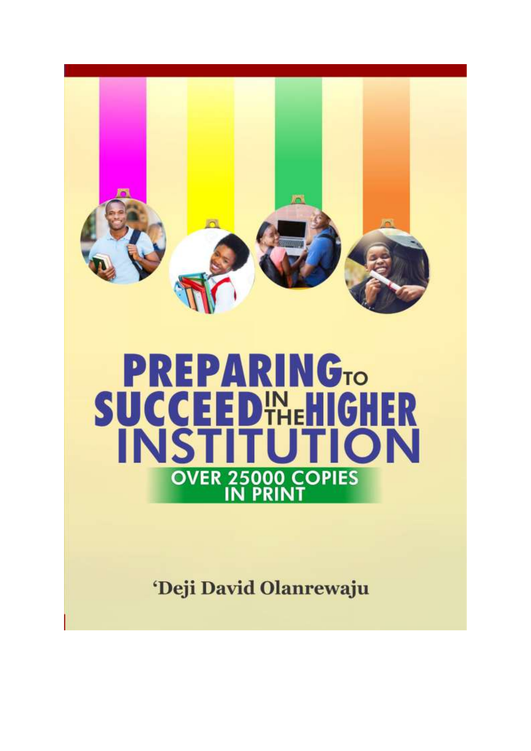# PREPARING TO SUCCEED IN THE HIGHER INSTITUTION

OVER 25000 COPIES IN PRINT

'Deji David Olanrewaju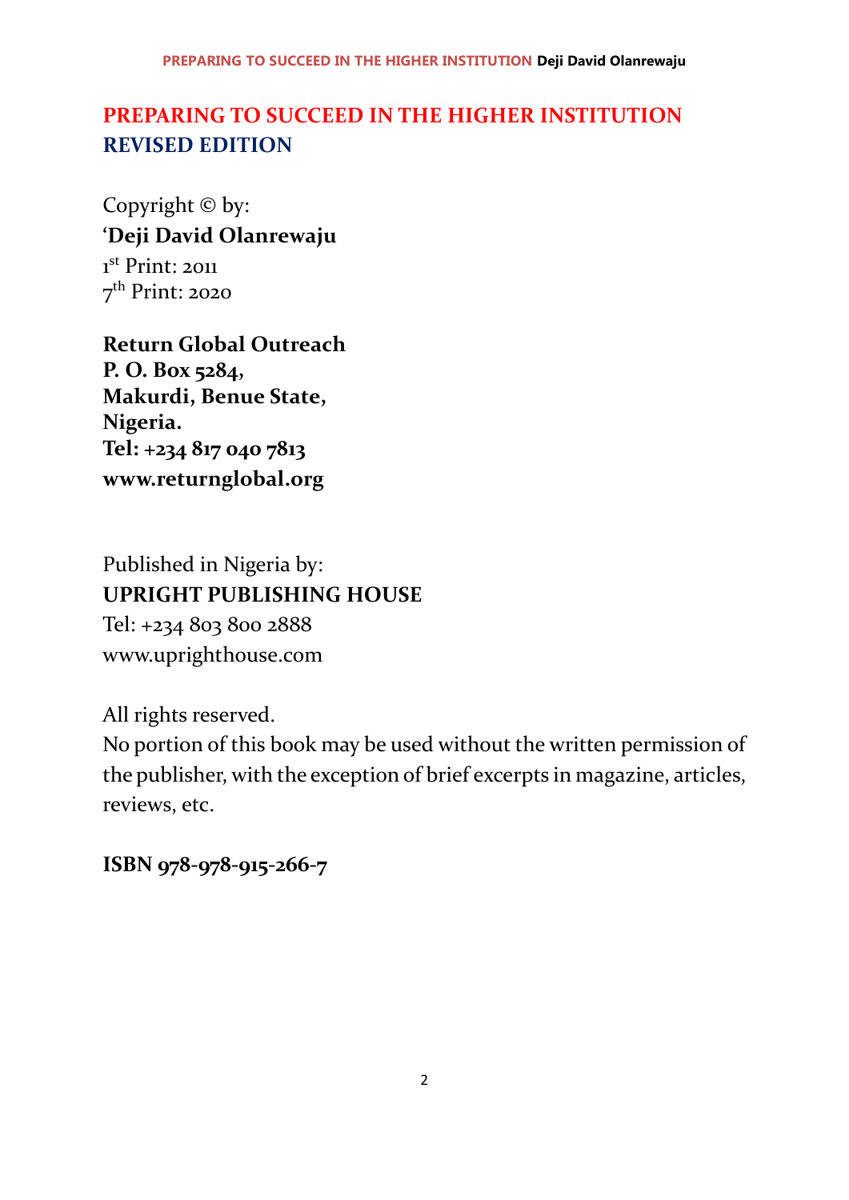# PREPARING TO SUCCEED IN THE HIGHER INSTITUTION
## REVISED EDITION

Copyright © by:
**'Deji David Olanrewaju**
1st Print: 2011
7th Print: 2020

**Return Global Outreach**
**P. O. Box 5284,**
**Makurdi, Benue State,**
**Nigeria.**
**Tel: +234 817 040 7813**
**www.returnglobal.org**

Published in Nigeria by:
**UPRIGHT PUBLISHING HOUSE**
Tel: +234 803 800 2888
www.uprighthouse.com

All rights reserved.
No portion of this book may be used without the written permission of the publisher, with the exception of brief excerpts in magazine, articles, reviews, etc.

**ISBN 978-978-915-266-7**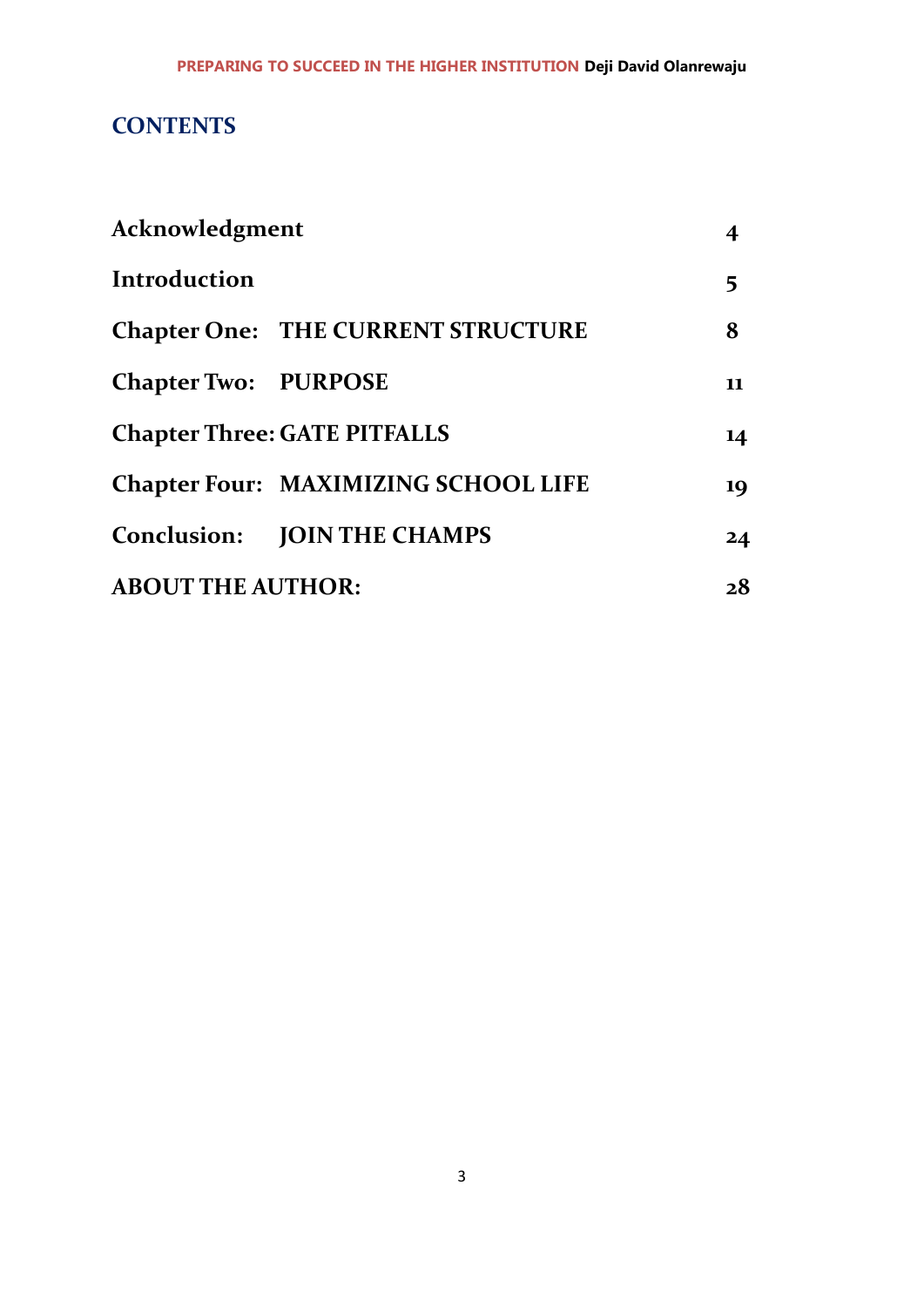# CONTENTS

| | | |
|---|---|---|
| **Acknowledgment** | | **4** |
| **Introduction** | | **5** |
| **Chapter One:** | **THE CURRENT STRUCTURE** | **8** |
| **Chapter Two:** | **PURPOSE** | **11** |
| **Chapter Three:** | **GATE PITFALLS** | **14** |
| **Chapter Four:** | **MAXIMIZING SCHOOL LIFE** | **19** |
| **Conclusion:** | **JOIN THE CHAMPS** | **24** |
| **ABOUT THE AUTHOR:** | | **28** |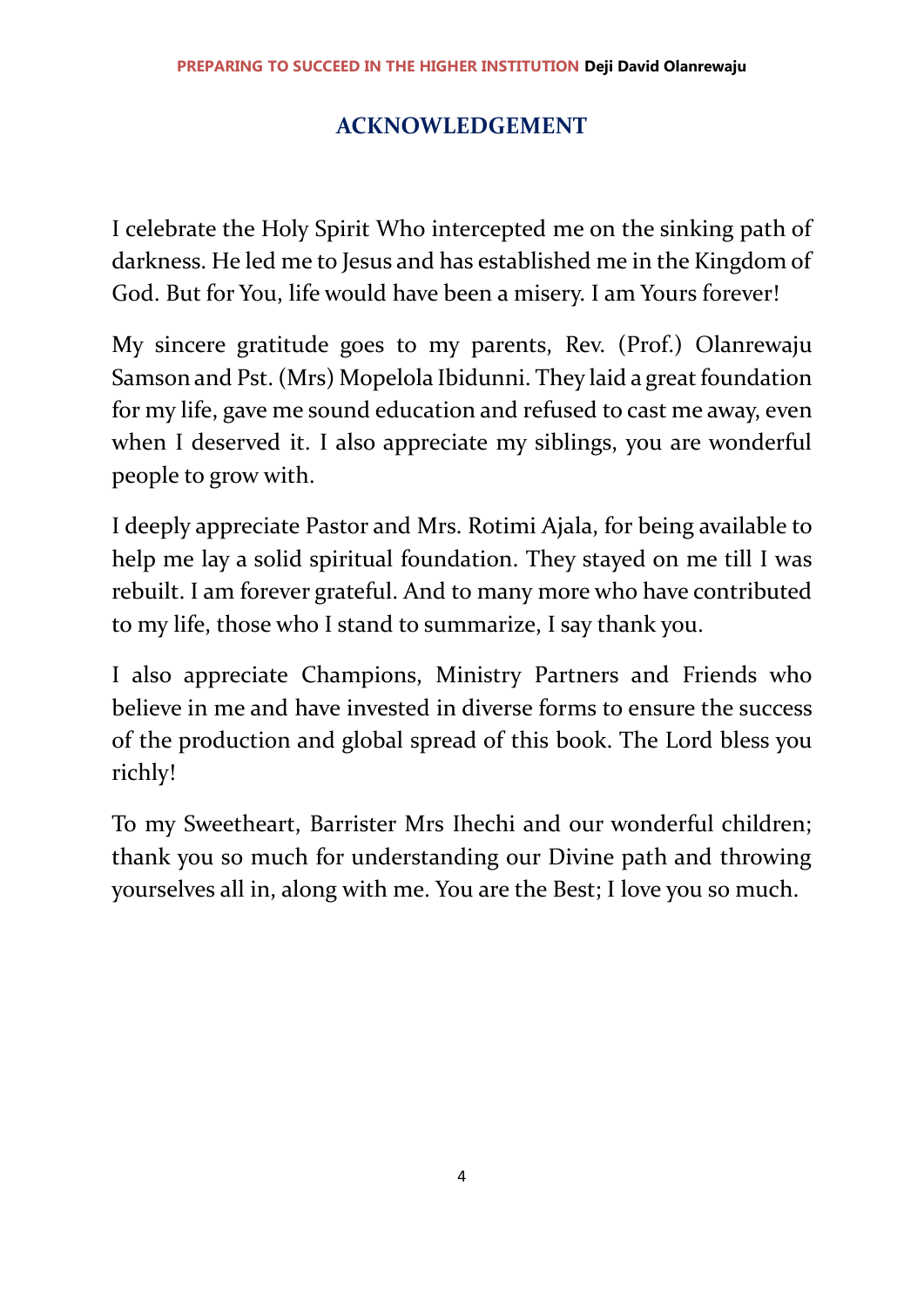## ACKNOWLEDGEMENT

I celebrate the Holy Spirit Who intercepted me on the sinking path of darkness. He led me to Jesus and has established me in the Kingdom of God. But for You, life would have been a misery. I am Yours forever!

My sincere gratitude goes to my parents, Rev. (Prof.) Olanrewaju Samson and Pst. (Mrs) Mopelola Ibidunni. They laid a great foundation for my life, gave me sound education and refused to cast me away, even when I deserved it. I also appreciate my siblings, you are wonderful people to grow with.

I deeply appreciate Pastor and Mrs. Rotimi Ajala, for being available to help me lay a solid spiritual foundation. They stayed on me till I was rebuilt. I am forever grateful. And to many more who have contributed to my life, those who I stand to summarize, I say thank you.

I also appreciate Champions, Ministry Partners and Friends who believe in me and have invested in diverse forms to ensure the success of the production and global spread of this book. The Lord bless you richly!

To my Sweetheart, Barrister Mrs Ihechi and our wonderful children; thank you so much for understanding our Divine path and throwing yourselves all in, along with me. You are the Best; I love you so much.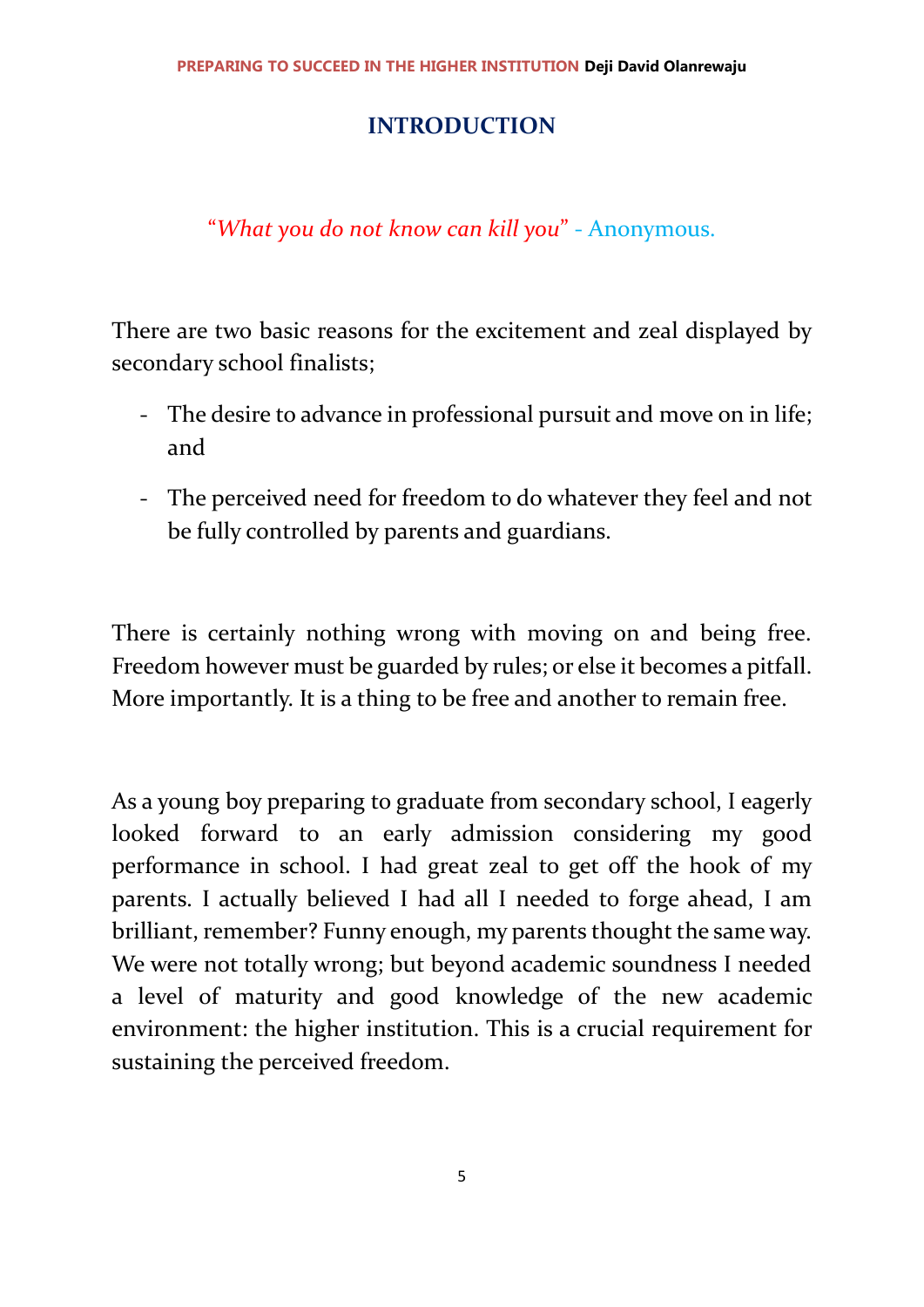# INTRODUCTION

*"What you do not know can kill you"* - Anonymous.

There are two basic reasons for the excitement and zeal displayed by secondary school finalists;

- The desire to advance in professional pursuit and move on in life; and
- The perceived need for freedom to do whatever they feel and not be fully controlled by parents and guardians.

There is certainly nothing wrong with moving on and being free. Freedom however must be guarded by rules; or else it becomes a pitfall. More importantly. It is a thing to be free and another to remain free.

As a young boy preparing to graduate from secondary school, I eagerly looked forward to an early admission considering my good performance in school. I had great zeal to get off the hook of my parents. I actually believed I had all I needed to forge ahead, I am brilliant, remember? Funny enough, my parents thought the same way. We were not totally wrong; but beyond academic soundness I needed a level of maturity and good knowledge of the new academic environment: the higher institution. This is a crucial requirement for sustaining the perceived freedom.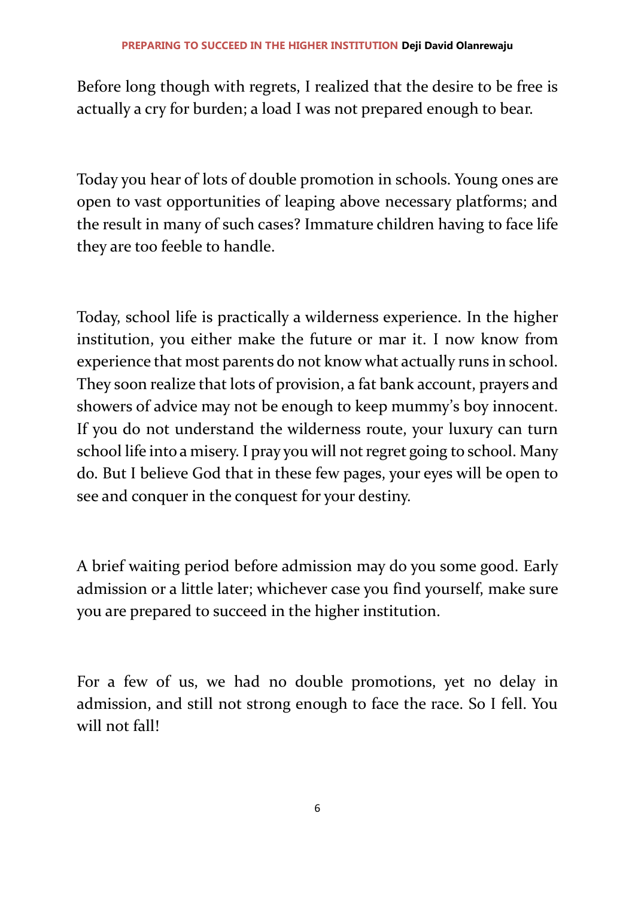Before long though with regrets, I realized that the desire to be free is actually a cry for burden; a load I was not prepared enough to bear.

Today you hear of lots of double promotion in schools. Young ones are open to vast opportunities of leaping above necessary platforms; and the result in many of such cases? Immature children having to face life they are too feeble to handle.

Today, school life is practically a wilderness experience. In the higher institution, you either make the future or mar it. I now know from experience that most parents do not know what actually runs in school. They soon realize that lots of provision, a fat bank account, prayers and showers of advice may not be enough to keep mummy's boy innocent. If you do not understand the wilderness route, your luxury can turn school life into a misery. I pray you will not regret going to school. Many do. But I believe God that in these few pages, your eyes will be open to see and conquer in the conquest for your destiny.

A brief waiting period before admission may do you some good. Early admission or a little later; whichever case you find yourself, make sure you are prepared to succeed in the higher institution.

For a few of us, we had no double promotions, yet no delay in admission, and still not strong enough to face the race. So I fell. You will not fall!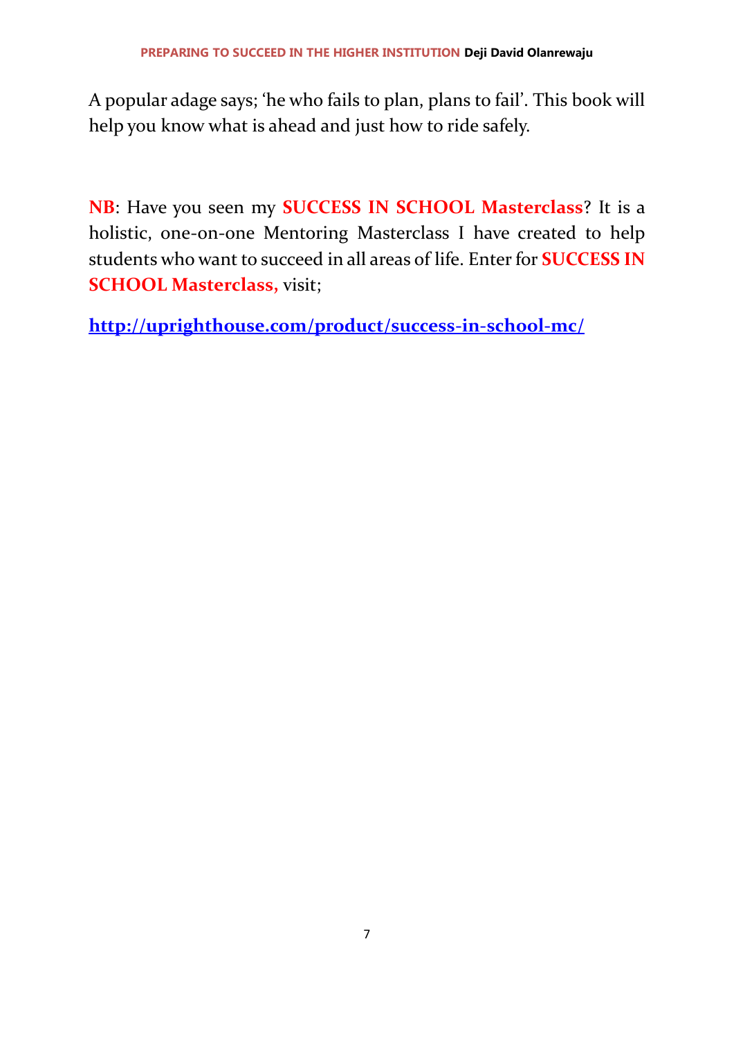A popular adage says; 'he who fails to plan, plans to fail'. This book will help you know what is ahead and just how to ride safely.

**NB**: Have you seen my **SUCCESS IN SCHOOL Masterclass**? It is a holistic, one-on-one Mentoring Masterclass I have created to help students who want to succeed in all areas of life. Enter for **SUCCESS IN SCHOOL Masterclass,** visit;

**http://uprighthouse.com/product/success-in-school-mc/**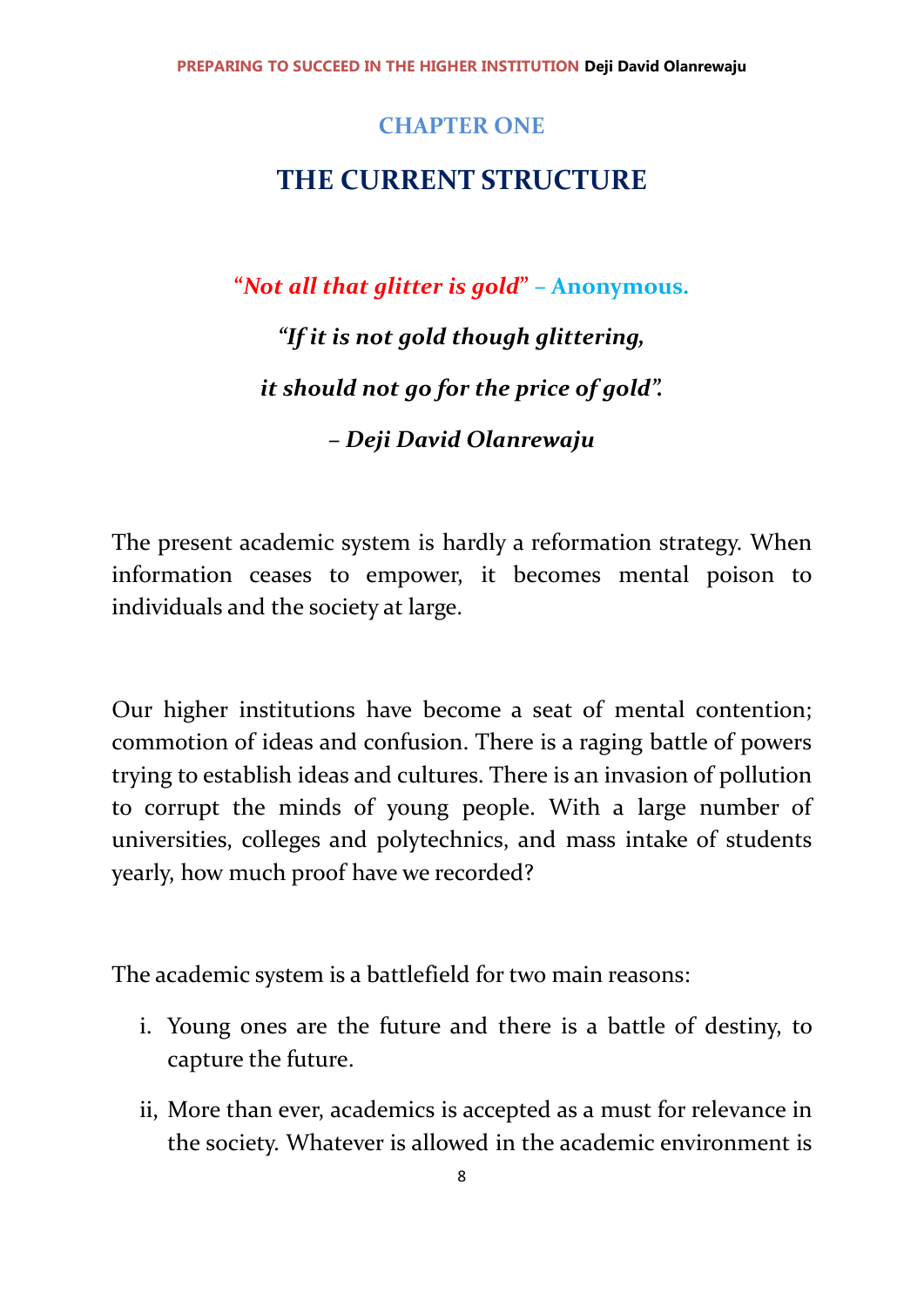## CHAPTER ONE

# THE CURRENT STRUCTURE

***"Not all that glitter is gold"*** **– Anonymous.**

***"If it is not gold though glittering,***

***it should not go for the price of gold".***

***– Deji David Olanrewaju***

The present academic system is hardly a reformation strategy. When information ceases to empower, it becomes mental poison to individuals and the society at large.

Our higher institutions have become a seat of mental contention; commotion of ideas and confusion. There is a raging battle of powers trying to establish ideas and cultures. There is an invasion of pollution to corrupt the minds of young people. With a large number of universities, colleges and polytechnics, and mass intake of students yearly, how much proof have we recorded?

The academic system is a battlefield for two main reasons:

i. Young ones are the future and there is a battle of destiny, to capture the future.

ii, More than ever, academics is accepted as a must for relevance in the society. Whatever is allowed in the academic environment is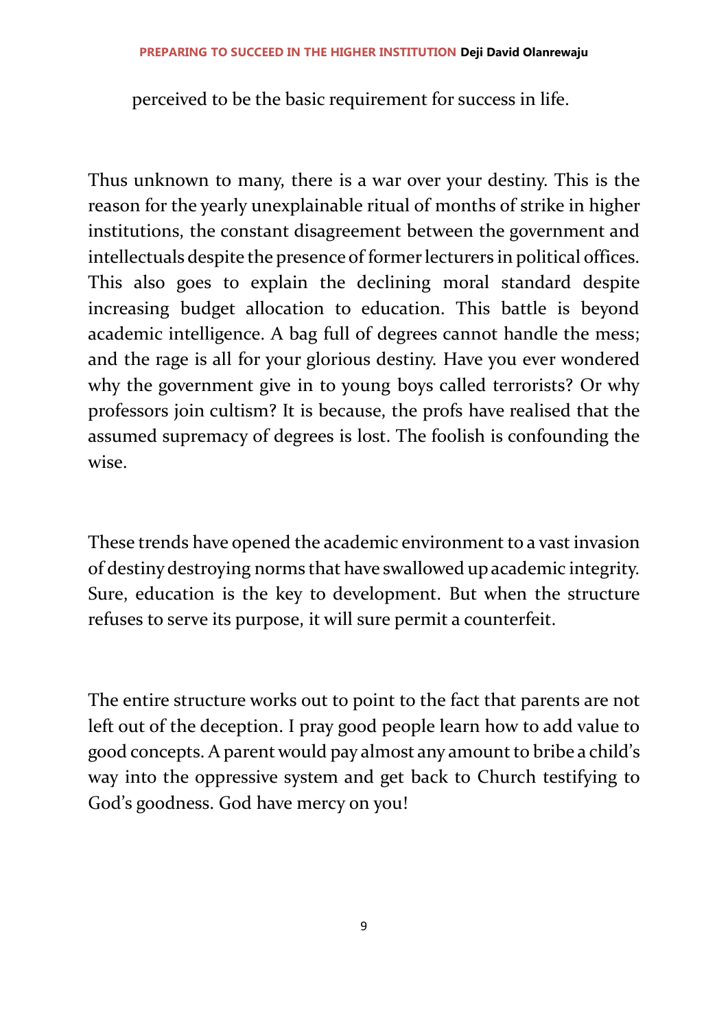perceived to be the basic requirement for success in life.

Thus unknown to many, there is a war over your destiny. This is the reason for the yearly unexplainable ritual of months of strike in higher institutions, the constant disagreement between the government and intellectuals despite the presence of former lecturers in political offices. This also goes to explain the declining moral standard despite increasing budget allocation to education. This battle is beyond academic intelligence. A bag full of degrees cannot handle the mess; and the rage is all for your glorious destiny. Have you ever wondered why the government give in to young boys called terrorists? Or why professors join cultism? It is because, the profs have realised that the assumed supremacy of degrees is lost. The foolish is confounding the wise.

These trends have opened the academic environment to a vast invasion of destiny destroying norms that have swallowed up academic integrity. Sure, education is the key to development. But when the structure refuses to serve its purpose, it will sure permit a counterfeit.

The entire structure works out to point to the fact that parents are not left out of the deception. I pray good people learn how to add value to good concepts. A parent would pay almost any amount to bribe a child's way into the oppressive system and get back to Church testifying to God's goodness. God have mercy on you!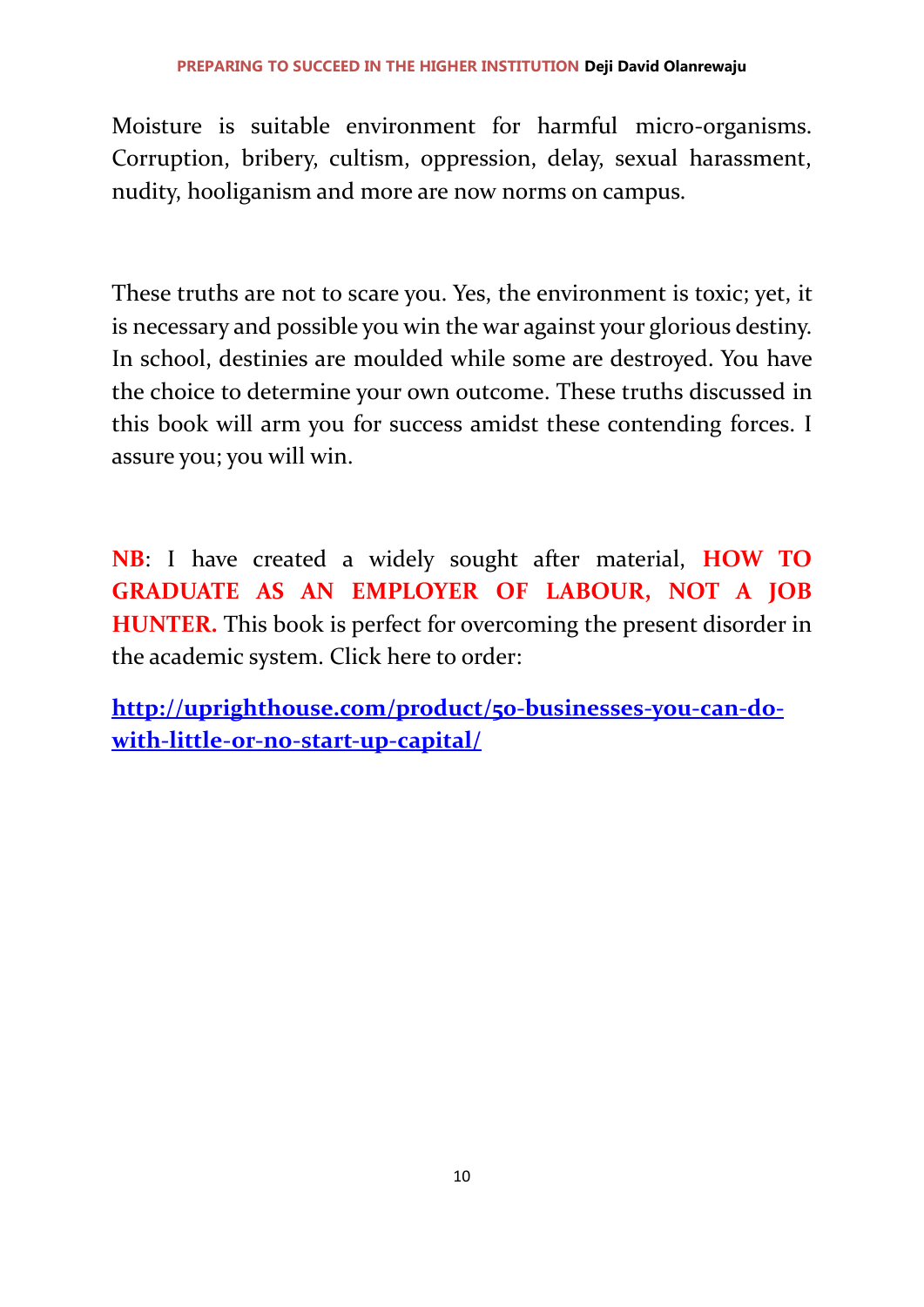Moisture is suitable environment for harmful micro-organisms. Corruption, bribery, cultism, oppression, delay, sexual harassment, nudity, hooliganism and more are now norms on campus.

These truths are not to scare you. Yes, the environment is toxic; yet, it is necessary and possible you win the war against your glorious destiny. In school, destinies are moulded while some are destroyed. You have the choice to determine your own outcome. These truths discussed in this book will arm you for success amidst these contending forces. I assure you; you will win.

**NB**: I have created a widely sought after material, **HOW TO GRADUATE AS AN EMPLOYER OF LABOUR, NOT A JOB HUNTER.** This book is perfect for overcoming the present disorder in the academic system. Click here to order:

**http://uprighthouse.com/product/50-businesses-you-can-do-with-little-or-no-start-up-capital/**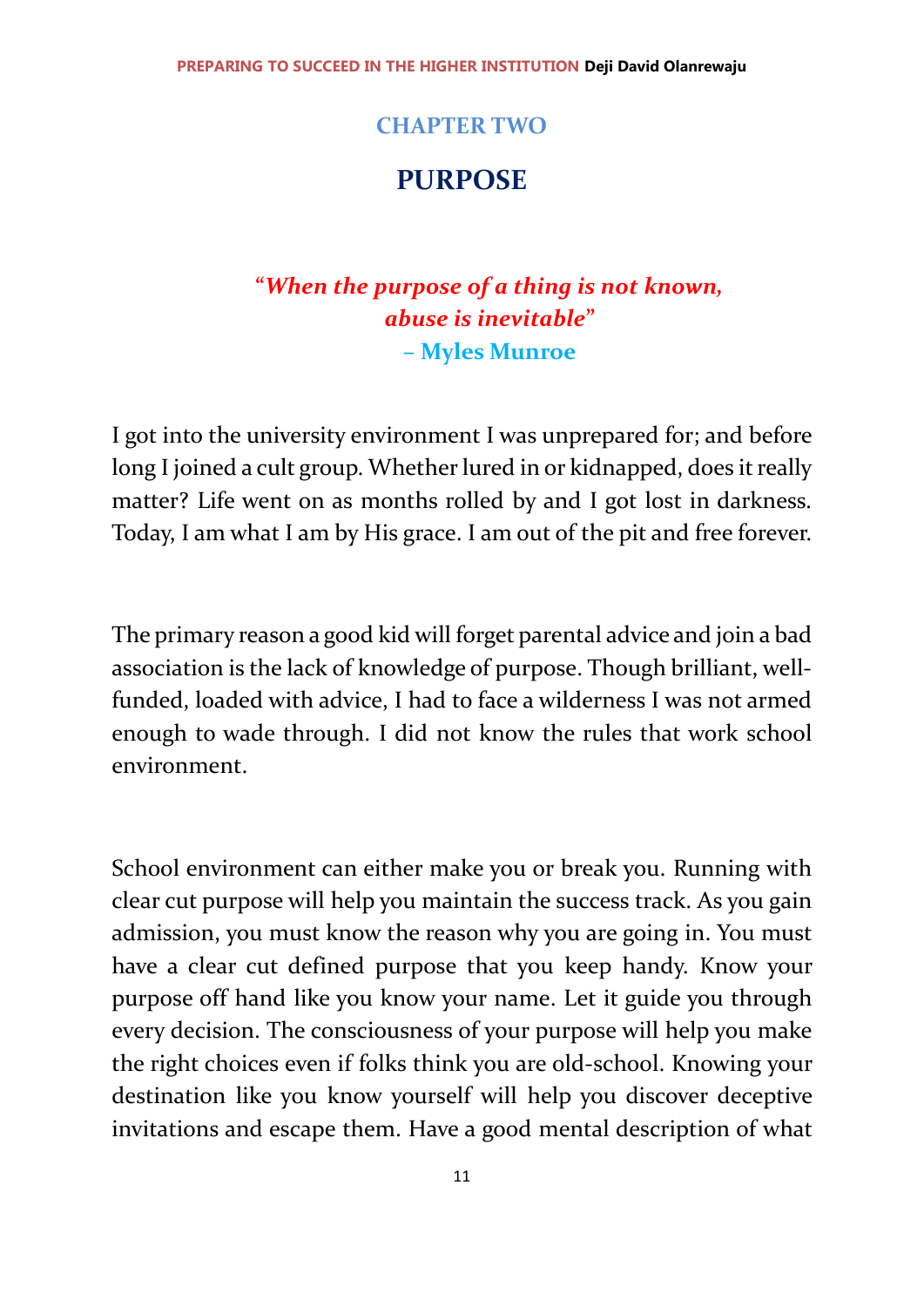## CHAPTER TWO

# PURPOSE

***"When the purpose of a thing is not known, abuse is inevitable"***
**– Myles Munroe**

I got into the university environment I was unprepared for; and before long I joined a cult group. Whether lured in or kidnapped, does it really matter? Life went on as months rolled by and I got lost in darkness. Today, I am what I am by His grace. I am out of the pit and free forever.

The primary reason a good kid will forget parental advice and join a bad association is the lack of knowledge of purpose. Though brilliant, well-funded, loaded with advice, I had to face a wilderness I was not armed enough to wade through. I did not know the rules that work school environment.

School environment can either make you or break you. Running with clear cut purpose will help you maintain the success track. As you gain admission, you must know the reason why you are going in. You must have a clear cut defined purpose that you keep handy. Know your purpose off hand like you know your name. Let it guide you through every decision. The consciousness of your purpose will help you make the right choices even if folks think you are old-school. Knowing your destination like you know yourself will help you discover deceptive invitations and escape them. Have a good mental description of what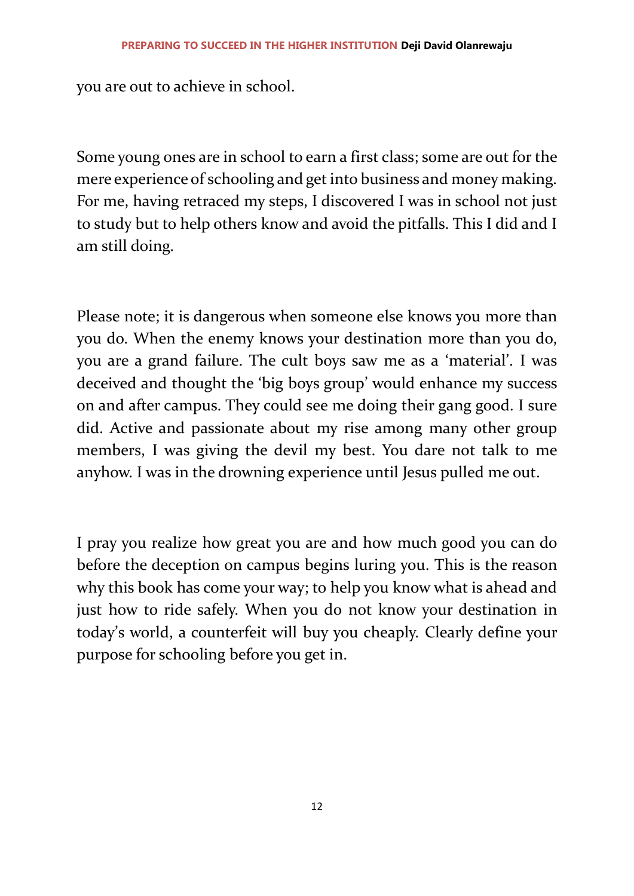you are out to achieve in school.

Some young ones are in school to earn a first class; some are out for the mere experience of schooling and get into business and money making. For me, having retraced my steps, I discovered I was in school not just to study but to help others know and avoid the pitfalls. This I did and I am still doing.

Please note; it is dangerous when someone else knows you more than you do. When the enemy knows your destination more than you do, you are a grand failure. The cult boys saw me as a 'material'. I was deceived and thought the 'big boys group' would enhance my success on and after campus. They could see me doing their gang good. I sure did. Active and passionate about my rise among many other group members, I was giving the devil my best. You dare not talk to me anyhow. I was in the drowning experience until Jesus pulled me out.

I pray you realize how great you are and how much good you can do before the deception on campus begins luring you. This is the reason why this book has come your way; to help you know what is ahead and just how to ride safely. When you do not know your destination in today's world, a counterfeit will buy you cheaply. Clearly define your purpose for schooling before you get in.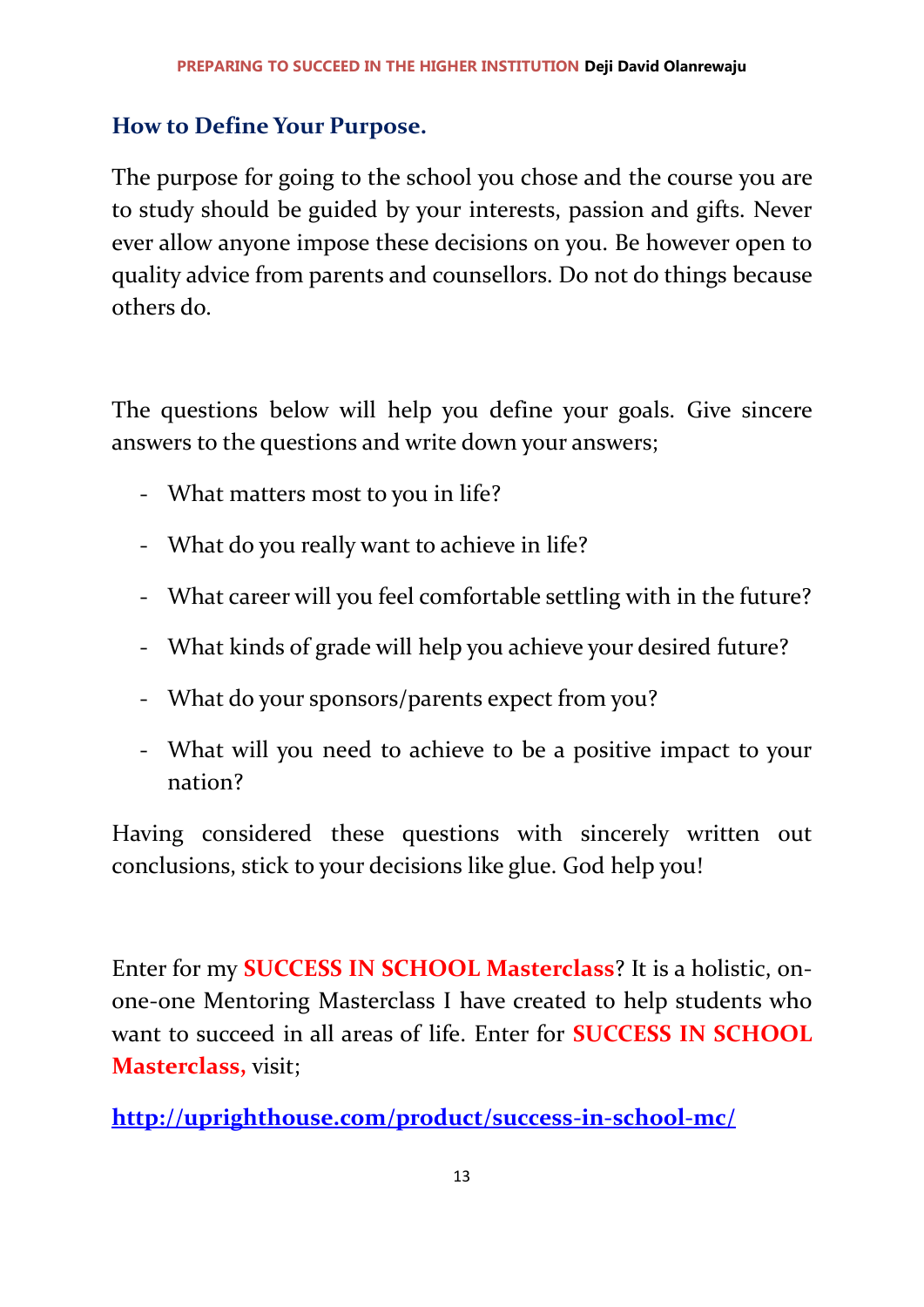## How to Define Your Purpose.

The purpose for going to the school you chose and the course you are to study should be guided by your interests, passion and gifts. Never ever allow anyone impose these decisions on you. Be however open to quality advice from parents and counsellors. Do not do things because others do.

The questions below will help you define your goals. Give sincere answers to the questions and write down your answers;

- What matters most to you in life?
- What do you really want to achieve in life?
- What career will you feel comfortable settling with in the future?
- What kinds of grade will help you achieve your desired future?
- What do your sponsors/parents expect from you?
- What will you need to achieve to be a positive impact to your nation?

Having considered these questions with sincerely written out conclusions, stick to your decisions like glue. God help you!

Enter for my **SUCCESS IN SCHOOL Masterclass**? It is a holistic, on-one-one Mentoring Masterclass I have created to help students who want to succeed in all areas of life. Enter for **SUCCESS IN SCHOOL Masterclass,** visit;

**http://uprighthouse.com/product/success-in-school-mc/**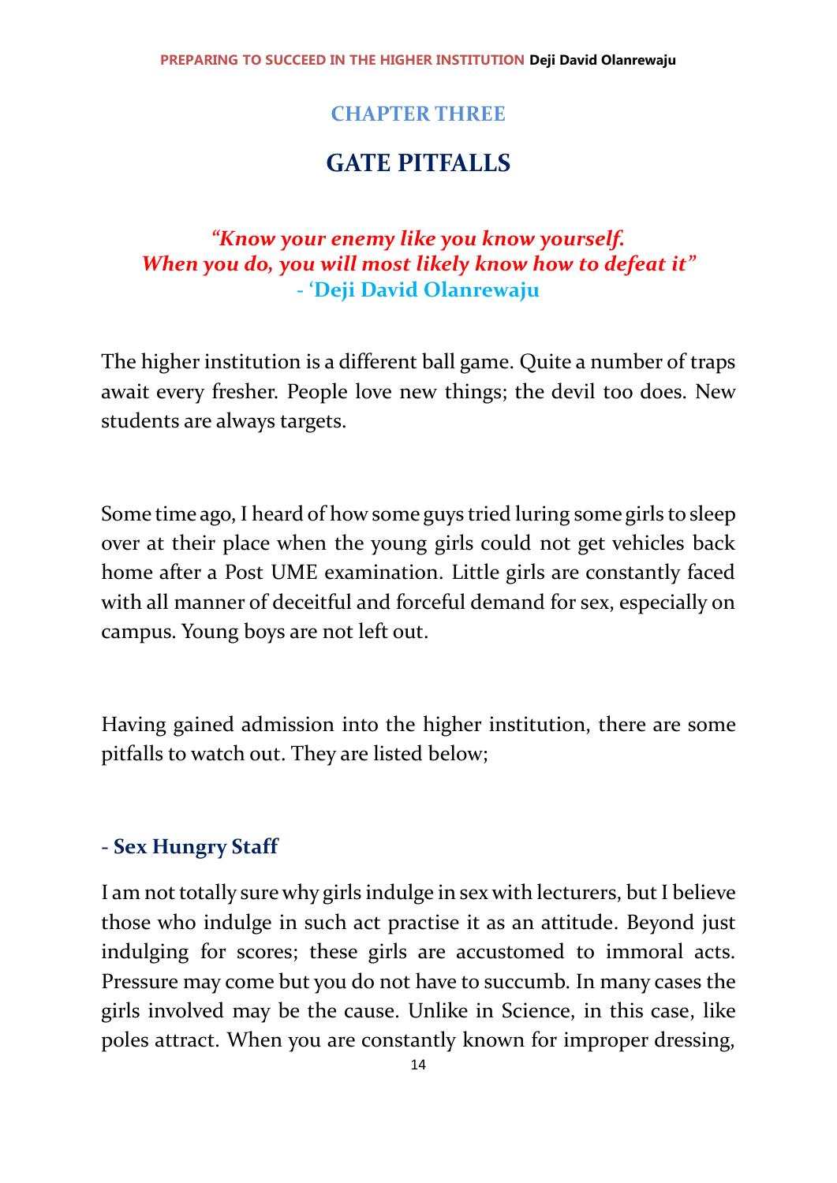## CHAPTER THREE

# GATE PITFALLS

*"Know your enemy like you know yourself.*
*When you do, you will most likely know how to defeat it"*
**- 'Deji David Olanrewaju**

The higher institution is a different ball game. Quite a number of traps await every fresher. People love new things; the devil too does. New students are always targets.

Some time ago, I heard of how some guys tried luring some girls to sleep over at their place when the young girls could not get vehicles back home after a Post UME examination. Little girls are constantly faced with all manner of deceitful and forceful demand for sex, especially on campus. Young boys are not left out.

Having gained admission into the higher institution, there are some pitfalls to watch out. They are listed below;

### - Sex Hungry Staff

I am not totally sure why girls indulge in sex with lecturers, but I believe those who indulge in such act practise it as an attitude. Beyond just indulging for scores; these girls are accustomed to immoral acts. Pressure may come but you do not have to succumb. In many cases the girls involved may be the cause. Unlike in Science, in this case, like poles attract. When you are constantly known for improper dressing,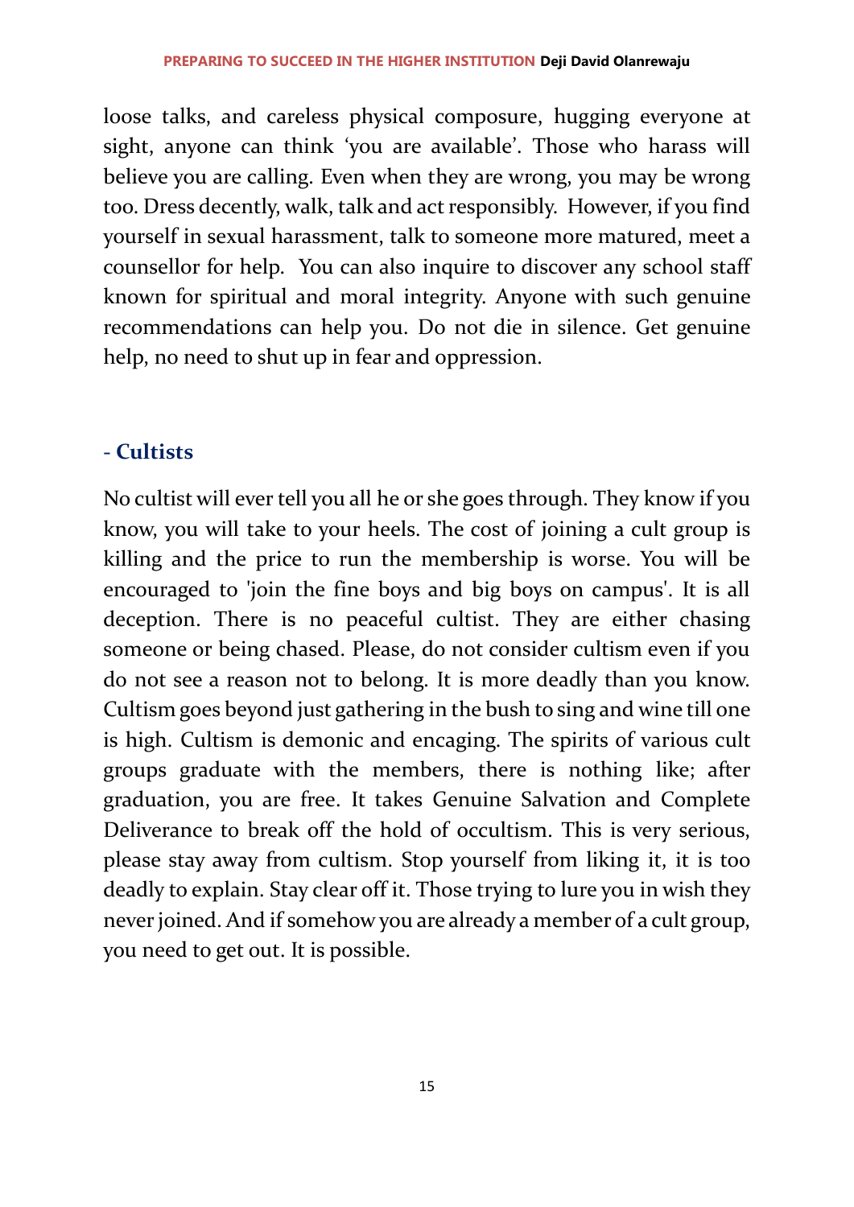loose talks, and careless physical composure, hugging everyone at sight, anyone can think 'you are available'. Those who harass will believe you are calling. Even when they are wrong, you may be wrong too. Dress decently, walk, talk and act responsibly. However, if you find yourself in sexual harassment, talk to someone more matured, meet a counsellor for help. You can also inquire to discover any school staff known for spiritual and moral integrity. Anyone with such genuine recommendations can help you. Do not die in silence. Get genuine help, no need to shut up in fear and oppression.

### - Cultists

No cultist will ever tell you all he or she goes through. They know if you know, you will take to your heels. The cost of joining a cult group is killing and the price to run the membership is worse. You will be encouraged to 'join the fine boys and big boys on campus'. It is all deception. There is no peaceful cultist. They are either chasing someone or being chased. Please, do not consider cultism even if you do not see a reason not to belong. It is more deadly than you know. Cultism goes beyond just gathering in the bush to sing and wine till one is high. Cultism is demonic and encaging. The spirits of various cult groups graduate with the members, there is nothing like; after graduation, you are free. It takes Genuine Salvation and Complete Deliverance to break off the hold of occultism. This is very serious, please stay away from cultism. Stop yourself from liking it, it is too deadly to explain. Stay clear off it. Those trying to lure you in wish they never joined. And if somehow you are already a member of a cult group, you need to get out. It is possible.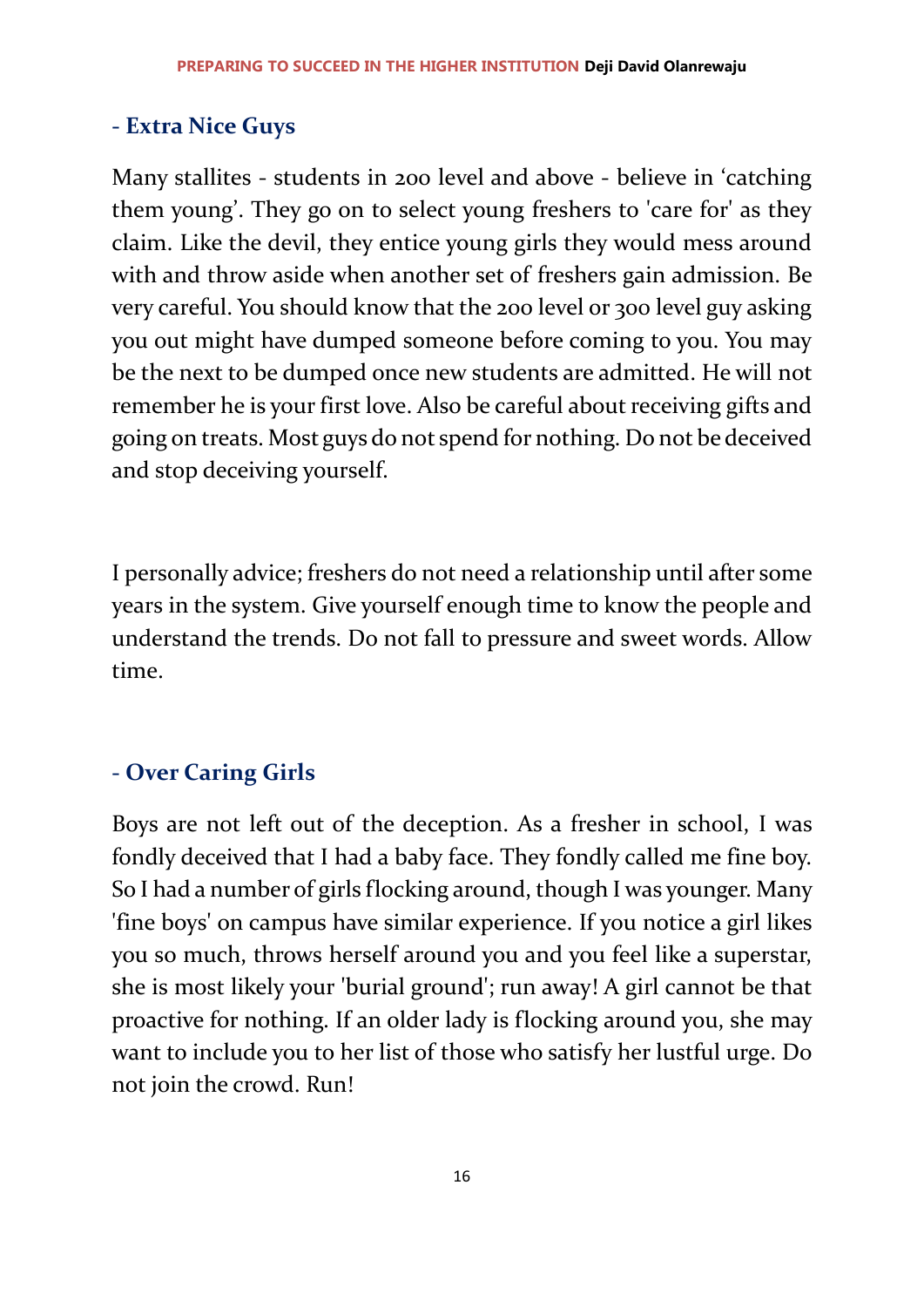## - Extra Nice Guys

Many stallites - students in 200 level and above - believe in 'catching them young'. They go on to select young freshers to 'care for' as they claim. Like the devil, they entice young girls they would mess around with and throw aside when another set of freshers gain admission. Be very careful. You should know that the 200 level or 300 level guy asking you out might have dumped someone before coming to you. You may be the next to be dumped once new students are admitted. He will not remember he is your first love. Also be careful about receiving gifts and going on treats. Most guys do not spend for nothing. Do not be deceived and stop deceiving yourself.

I personally advice; freshers do not need a relationship until after some years in the system. Give yourself enough time to know the people and understand the trends. Do not fall to pressure and sweet words. Allow time.

## - Over Caring Girls

Boys are not left out of the deception. As a fresher in school, I was fondly deceived that I had a baby face. They fondly called me fine boy. So I had a number of girls flocking around, though I was younger. Many 'fine boys' on campus have similar experience. If you notice a girl likes you so much, throws herself around you and you feel like a superstar, she is most likely your 'burial ground'; run away! A girl cannot be that proactive for nothing. If an older lady is flocking around you, she may want to include you to her list of those who satisfy her lustful urge. Do not join the crowd. Run!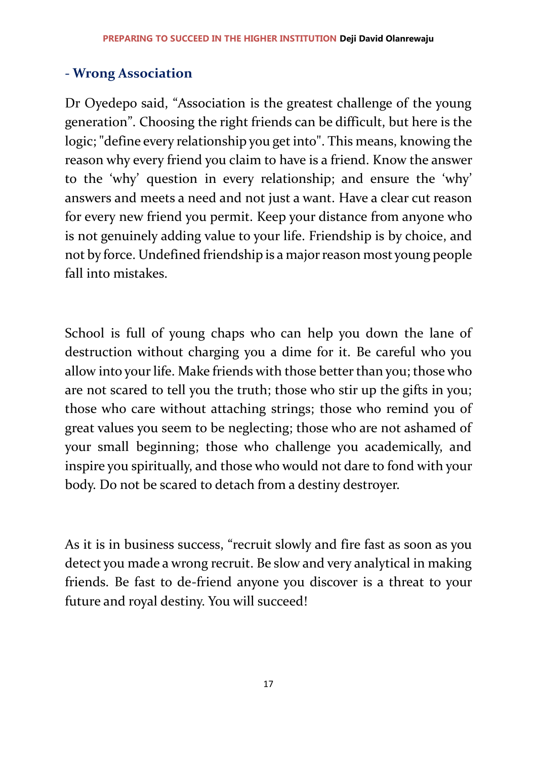## - Wrong Association

Dr Oyedepo said, “Association is the greatest challenge of the young generation”. Choosing the right friends can be difficult, but here is the logic; "define every relationship you get into". This means, knowing the reason why every friend you claim to have is a friend. Know the answer to the ‘why’ question in every relationship; and ensure the ‘why’ answers and meets a need and not just a want. Have a clear cut reason for every new friend you permit. Keep your distance from anyone who is not genuinely adding value to your life. Friendship is by choice, and not by force. Undefined friendship is a major reason most young people fall into mistakes.

School is full of young chaps who can help you down the lane of destruction without charging you a dime for it. Be careful who you allow into your life. Make friends with those better than you; those who are not scared to tell you the truth; those who stir up the gifts in you; those who care without attaching strings; those who remind you of great values you seem to be neglecting; those who are not ashamed of your small beginning; those who challenge you academically, and inspire you spiritually, and those who would not dare to fond with your body. Do not be scared to detach from a destiny destroyer.

As it is in business success, “recruit slowly and fire fast as soon as you detect you made a wrong recruit. Be slow and very analytical in making friends. Be fast to de-friend anyone you discover is a threat to your future and royal destiny. You will succeed!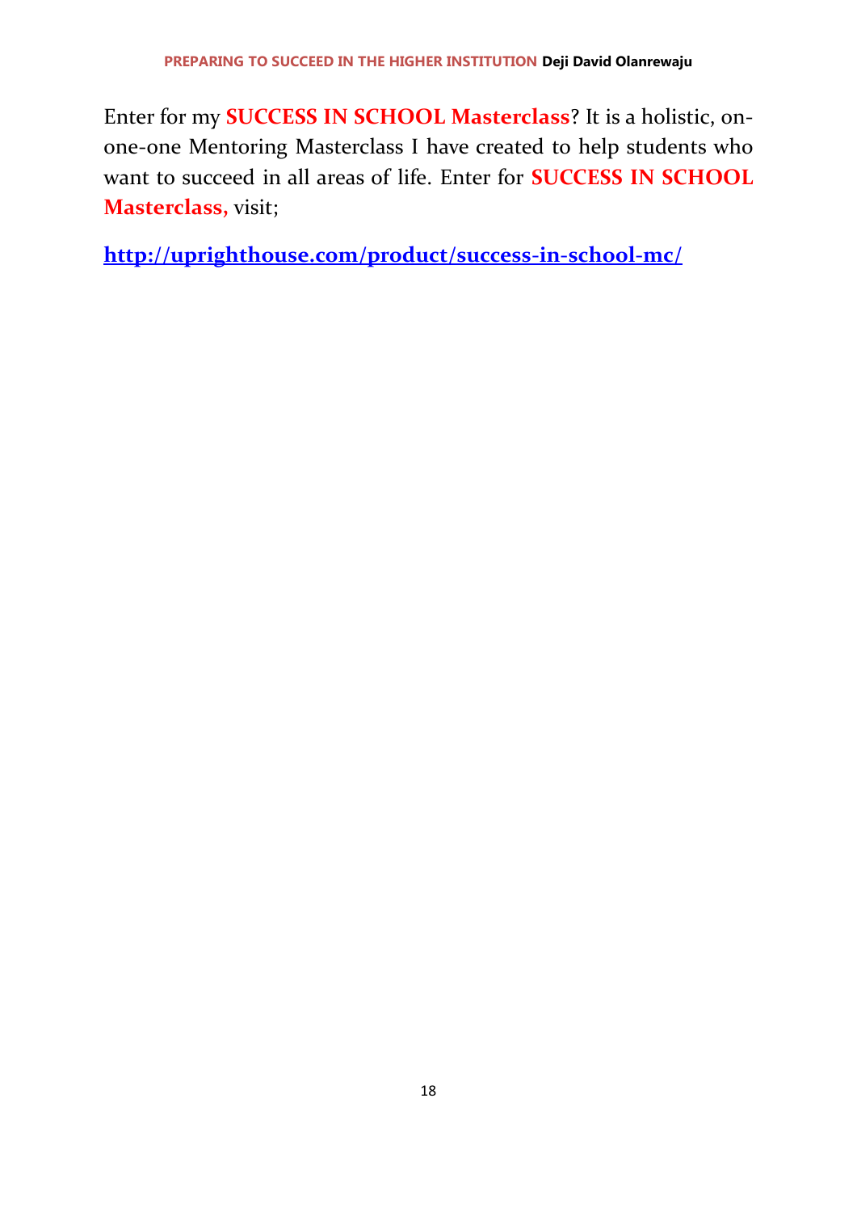Enter for my **SUCCESS IN SCHOOL Masterclass**? It is a holistic, on-one-one Mentoring Masterclass I have created to help students who want to succeed in all areas of life. Enter for **SUCCESS IN SCHOOL Masterclass,** visit;

**http://uprighthouse.com/product/success-in-school-mc/**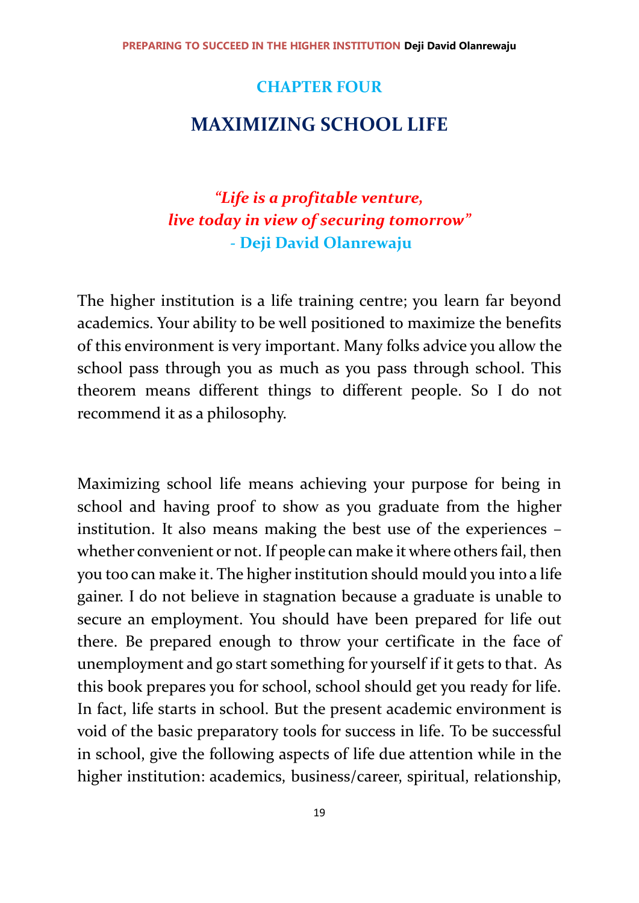## CHAPTER FOUR

# MAXIMIZING SCHOOL LIFE

*"Life is a profitable venture,*
*live today in view of securing tomorrow"*
**- Deji David Olanrewaju**

The higher institution is a life training centre; you learn far beyond academics. Your ability to be well positioned to maximize the benefits of this environment is very important. Many folks advice you allow the school pass through you as much as you pass through school. This theorem means different things to different people. So I do not recommend it as a philosophy.

Maximizing school life means achieving your purpose for being in school and having proof to show as you graduate from the higher institution. It also means making the best use of the experiences – whether convenient or not. If people can make it where others fail, then you too can make it. The higher institution should mould you into a life gainer. I do not believe in stagnation because a graduate is unable to secure an employment. You should have been prepared for life out there. Be prepared enough to throw your certificate in the face of unemployment and go start something for yourself if it gets to that. As this book prepares you for school, school should get you ready for life. In fact, life starts in school. But the present academic environment is void of the basic preparatory tools for success in life. To be successful in school, give the following aspects of life due attention while in the higher institution: academics, business/career, spiritual, relationship,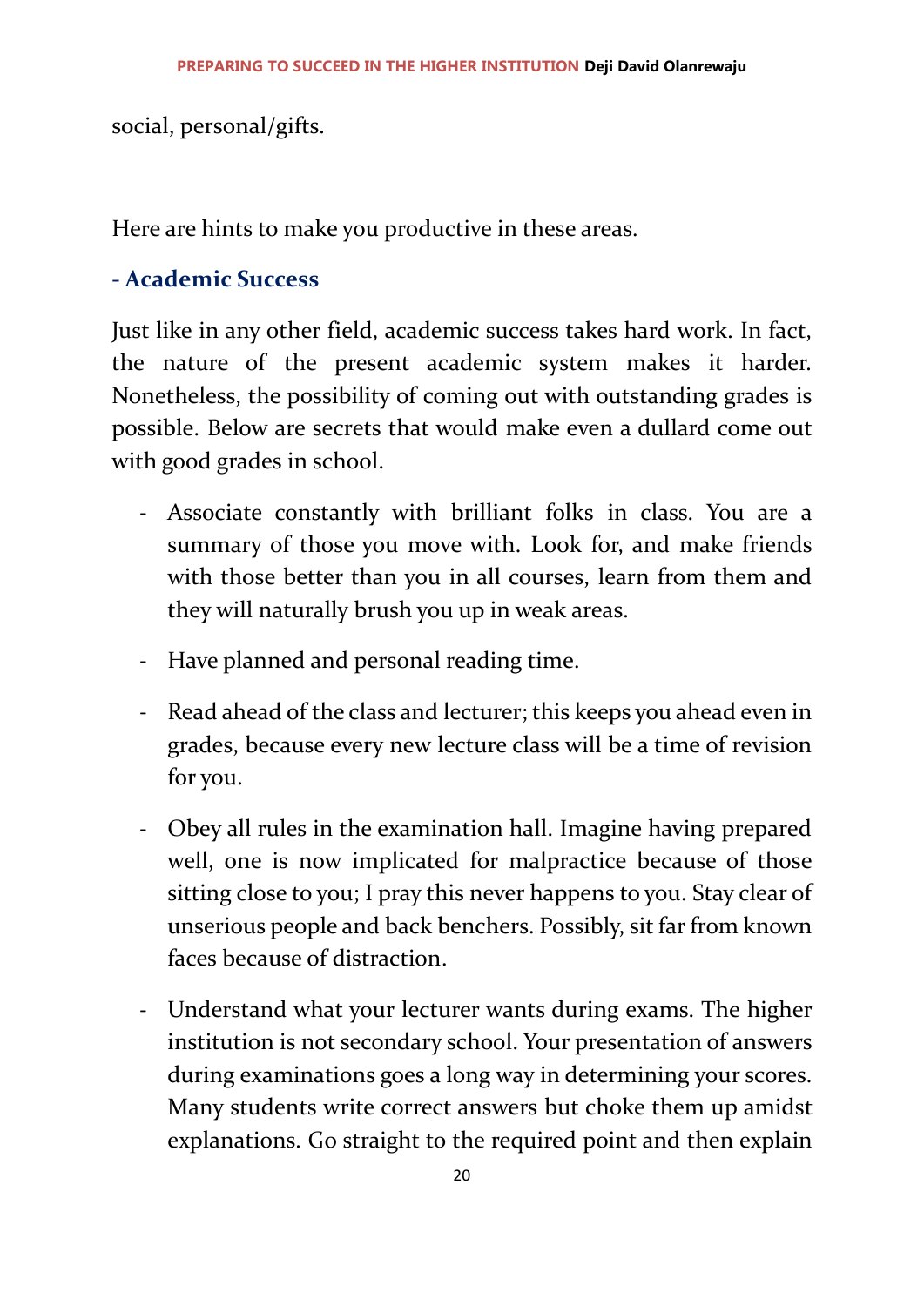social, personal/gifts.

Here are hints to make you productive in these areas.

### - Academic Success

Just like in any other field, academic success takes hard work. In fact, the nature of the present academic system makes it harder. Nonetheless, the possibility of coming out with outstanding grades is possible. Below are secrets that would make even a dullard come out with good grades in school.

- Associate constantly with brilliant folks in class. You are a summary of those you move with. Look for, and make friends with those better than you in all courses, learn from them and they will naturally brush you up in weak areas.
- Have planned and personal reading time.
- Read ahead of the class and lecturer; this keeps you ahead even in grades, because every new lecture class will be a time of revision for you.
- Obey all rules in the examination hall. Imagine having prepared well, one is now implicated for malpractice because of those sitting close to you; I pray this never happens to you. Stay clear of unserious people and back benchers. Possibly, sit far from known faces because of distraction.
- Understand what your lecturer wants during exams. The higher institution is not secondary school. Your presentation of answers during examinations goes a long way in determining your scores. Many students write correct answers but choke them up amidst explanations. Go straight to the required point and then explain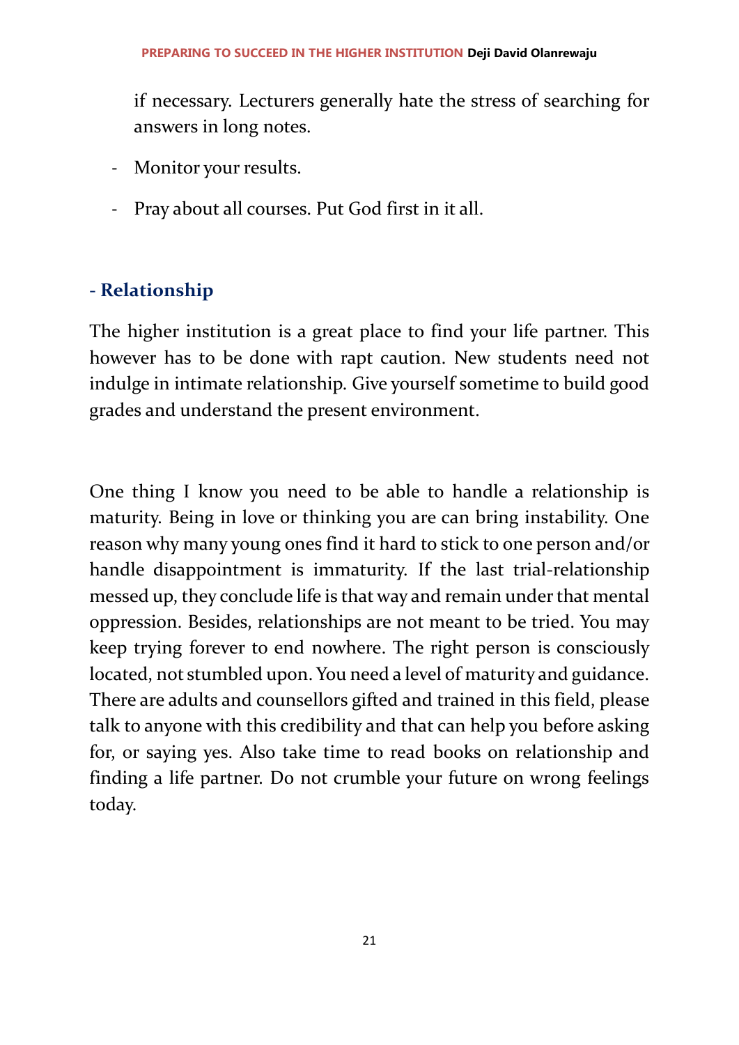if necessary. Lecturers generally hate the stress of searching for answers in long notes.

- Monitor your results.
- Pray about all courses. Put God first in it all.

## - Relationship

The higher institution is a great place to find your life partner. This however has to be done with rapt caution. New students need not indulge in intimate relationship. Give yourself sometime to build good grades and understand the present environment.

One thing I know you need to be able to handle a relationship is maturity. Being in love or thinking you are can bring instability. One reason why many young ones find it hard to stick to one person and/or handle disappointment is immaturity. If the last trial-relationship messed up, they conclude life is that way and remain under that mental oppression. Besides, relationships are not meant to be tried. You may keep trying forever to end nowhere. The right person is consciously located, not stumbled upon. You need a level of maturity and guidance. There are adults and counsellors gifted and trained in this field, please talk to anyone with this credibility and that can help you before asking for, or saying yes. Also take time to read books on relationship and finding a life partner. Do not crumble your future on wrong feelings today.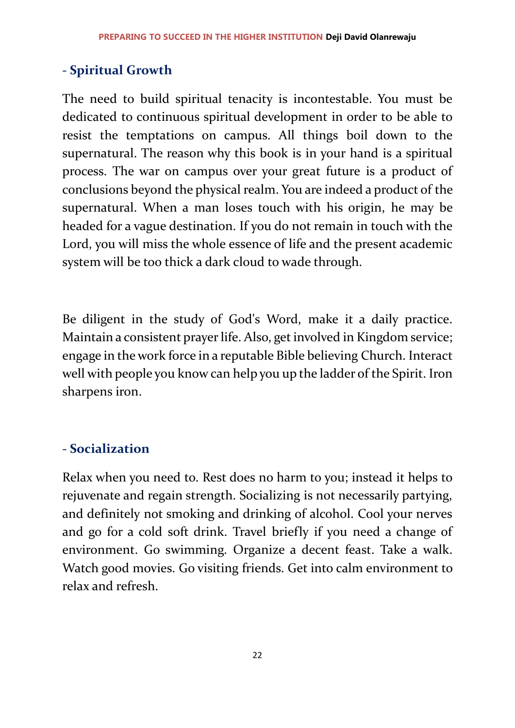## - Spiritual Growth

The need to build spiritual tenacity is incontestable. You must be dedicated to continuous spiritual development in order to be able to resist the temptations on campus. All things boil down to the supernatural. The reason why this book is in your hand is a spiritual process. The war on campus over your great future is a product of conclusions beyond the physical realm. You are indeed a product of the supernatural. When a man loses touch with his origin, he may be headed for a vague destination. If you do not remain in touch with the Lord, you will miss the whole essence of life and the present academic system will be too thick a dark cloud to wade through.

Be diligent in the study of God's Word, make it a daily practice. Maintain a consistent prayer life. Also, get involved in Kingdom service; engage in the work force in a reputable Bible believing Church. Interact well with people you know can help you up the ladder of the Spirit. Iron sharpens iron.

## - Socialization

Relax when you need to. Rest does no harm to you; instead it helps to rejuvenate and regain strength. Socializing is not necessarily partying, and definitely not smoking and drinking of alcohol. Cool your nerves and go for a cold soft drink. Travel briefly if you need a change of environment. Go swimming. Organize a decent feast. Take a walk. Watch good movies. Go visiting friends. Get into calm environment to relax and refresh.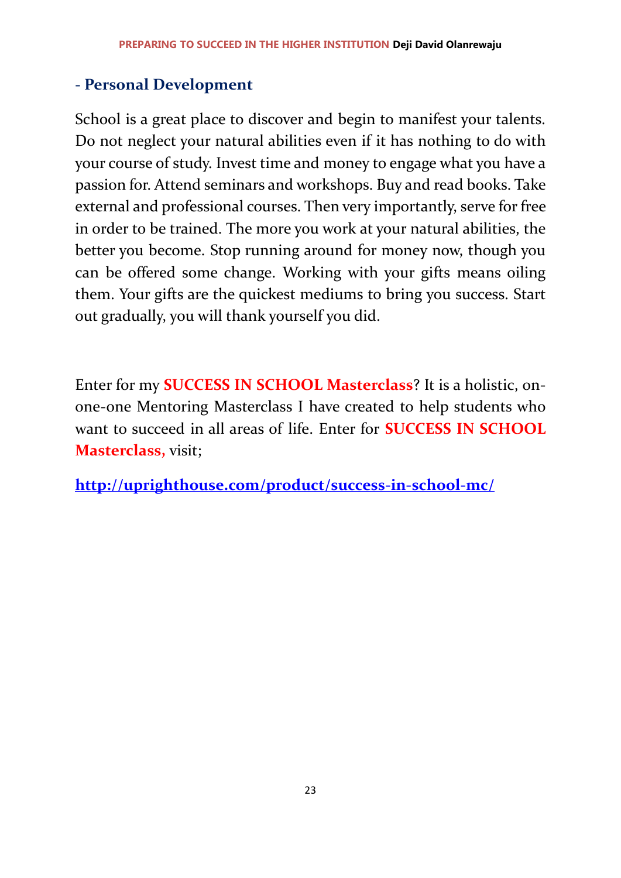## - Personal Development

School is a great place to discover and begin to manifest your talents. Do not neglect your natural abilities even if it has nothing to do with your course of study. Invest time and money to engage what you have a passion for. Attend seminars and workshops. Buy and read books. Take external and professional courses. Then very importantly, serve for free in order to be trained. The more you work at your natural abilities, the better you become. Stop running around for money now, though you can be offered some change. Working with your gifts means oiling them. Your gifts are the quickest mediums to bring you success. Start out gradually, you will thank yourself you did.

Enter for my **SUCCESS IN SCHOOL Masterclass**? It is a holistic, on-one-one Mentoring Masterclass I have created to help students who want to succeed in all areas of life. Enter for **SUCCESS IN SCHOOL Masterclass,** visit;

**http://uprighthouse.com/product/success-in-school-mc/**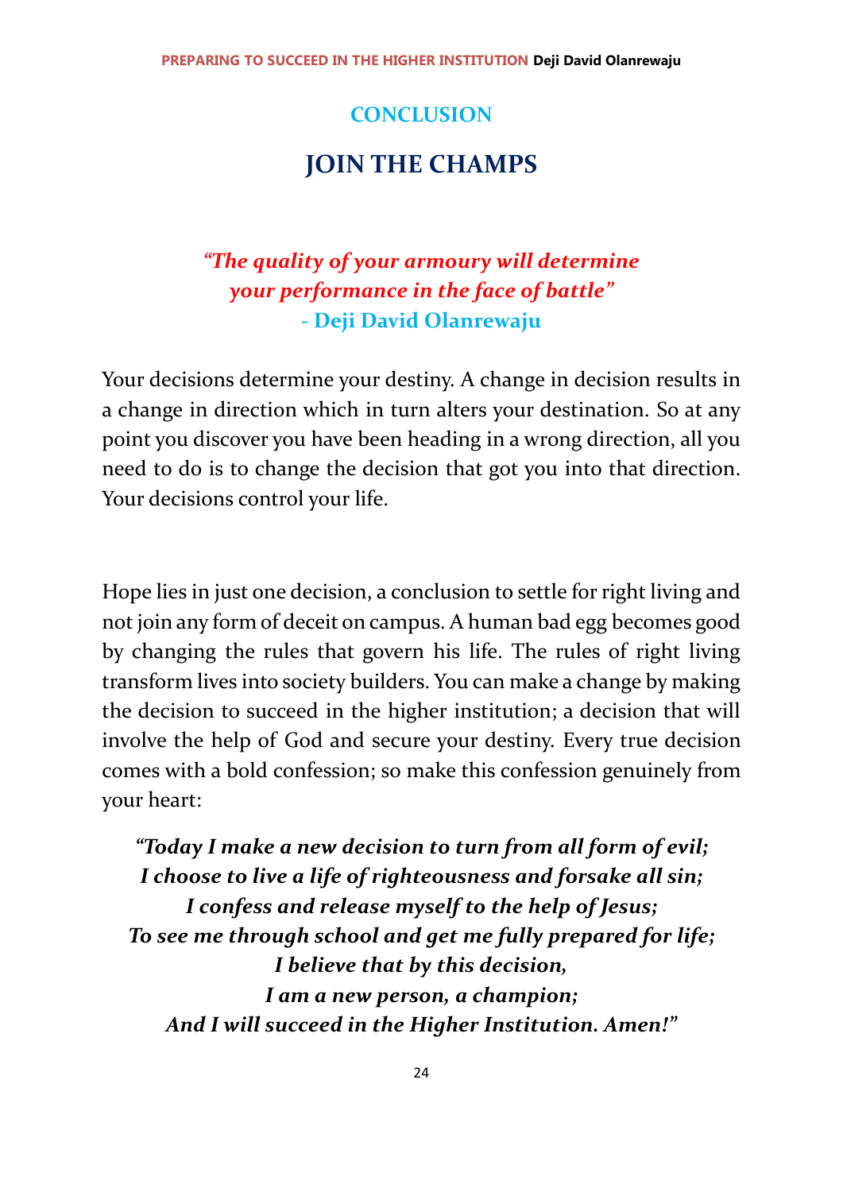## CONCLUSION

# JOIN THE CHAMPS

*"The quality of your armoury will determine your performance in the face of battle"*
**- Deji David Olanrewaju**

Your decisions determine your destiny. A change in decision results in a change in direction which in turn alters your destination. So at any point you discover you have been heading in a wrong direction, all you need to do is to change the decision that got you into that direction. Your decisions control your life.

Hope lies in just one decision, a conclusion to settle for right living and not join any form of deceit on campus. A human bad egg becomes good by changing the rules that govern his life. The rules of right living transform lives into society builders. You can make a change by making the decision to succeed in the higher institution; a decision that will involve the help of God and secure your destiny. Every true decision comes with a bold confession; so make this confession genuinely from your heart:

***"Today I make a new decision to turn from all form of evil;***
***I choose to live a life of righteousness and forsake all sin;***
***I confess and release myself to the help of Jesus;***
***To see me through school and get me fully prepared for life;***
***I believe that by this decision,***
***I am a new person, a champion;***
***And I will succeed in the Higher Institution. Amen!"***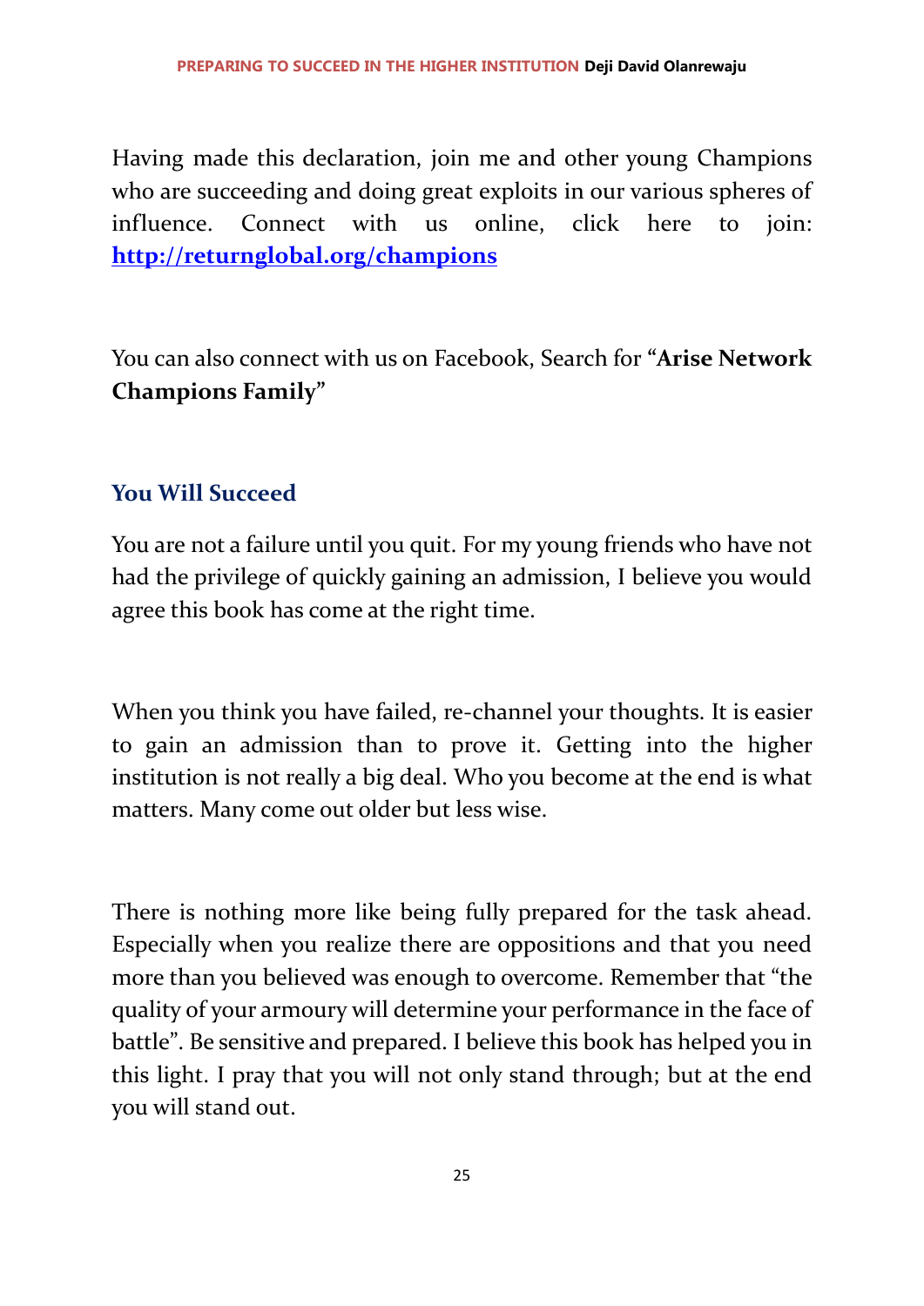Having made this declaration, join me and other young Champions who are succeeding and doing great exploits in our various spheres of influence. Connect with us online, click here to join: **[http://returnglobal.org/champions](http://returnglobal.org/champions)**

You can also connect with us on Facebook, Search for "**Arise Network Champions Family**"

### You Will Succeed

You are not a failure until you quit. For my young friends who have not had the privilege of quickly gaining an admission, I believe you would agree this book has come at the right time.

When you think you have failed, re-channel your thoughts. It is easier to gain an admission than to prove it. Getting into the higher institution is not really a big deal. Who you become at the end is what matters. Many come out older but less wise.

There is nothing more like being fully prepared for the task ahead. Especially when you realize there are oppositions and that you need more than you believed was enough to overcome. Remember that "the quality of your armoury will determine your performance in the face of battle". Be sensitive and prepared. I believe this book has helped you in this light. I pray that you will not only stand through; but at the end you will stand out.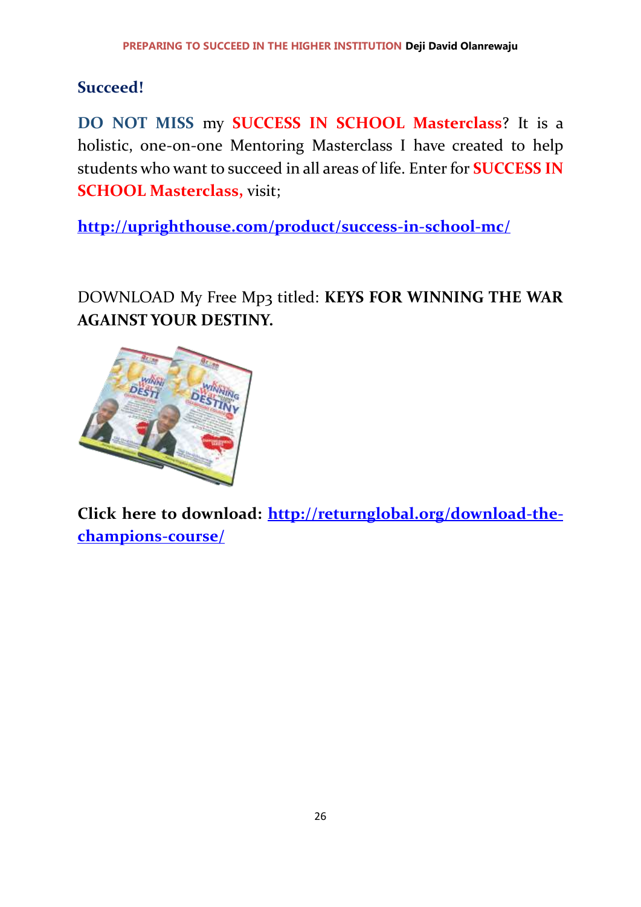**Succeed!**

**DO NOT MISS** my **SUCCESS IN SCHOOL Masterclass**? It is a holistic, one-on-one Mentoring Masterclass I have created to help students who want to succeed in all areas of life. Enter for **SUCCESS IN SCHOOL Masterclass,** visit;

**http://uprighthouse.com/product/success-in-school-mc/**

DOWNLOAD My Free Mp3 titled: **KEYS FOR WINNING THE WAR AGAINST YOUR DESTINY.**

**Click here to download: http://returnglobal.org/download-the-champions-course/**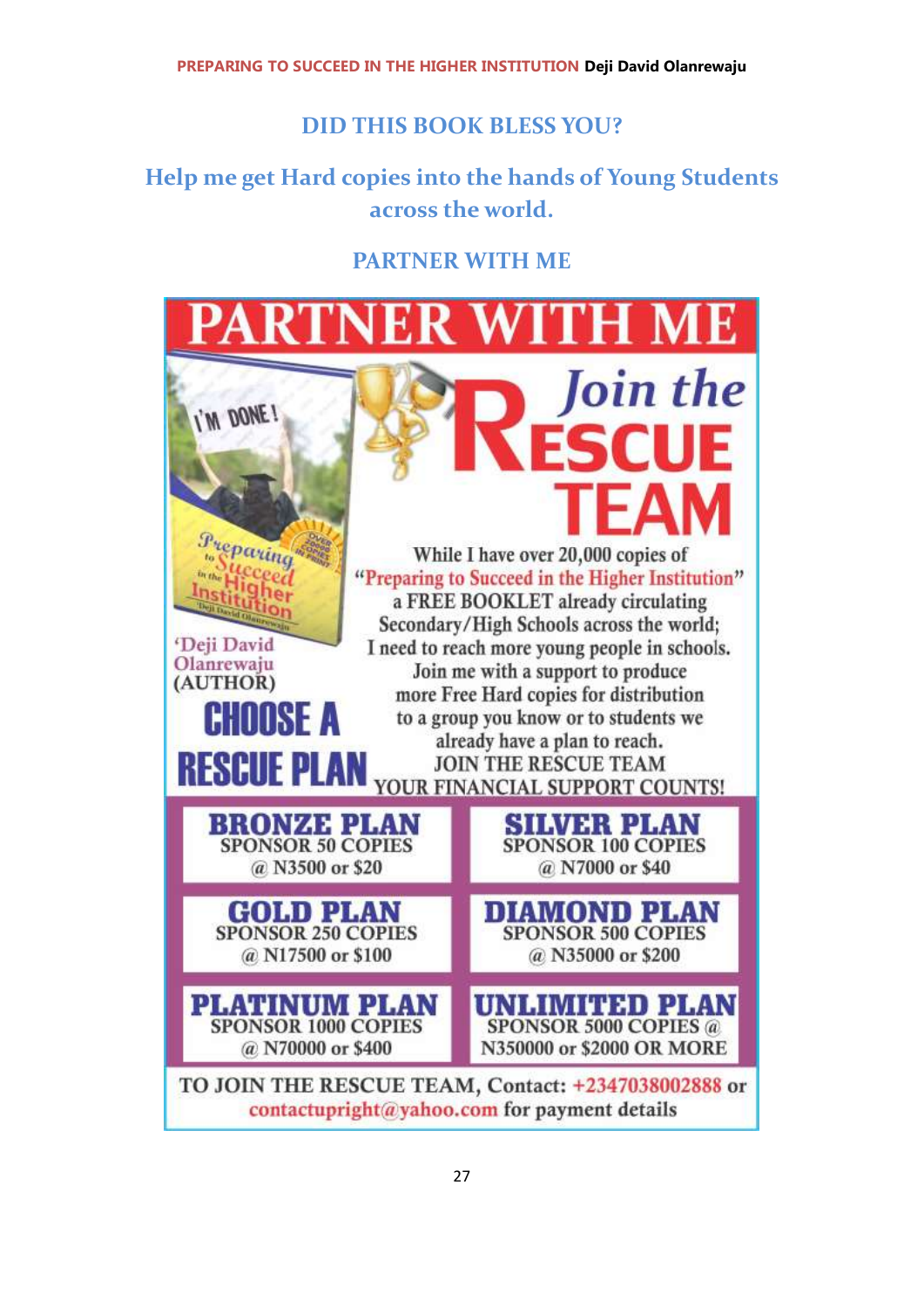## DID THIS BOOK BLESS YOU?

## Help me get Hard copies into the hands of Young Students across the world.

## PARTNER WITH ME

# PARTNER WITH ME

## Join the RESCUE TEAM

While I have over 20,000 copies of "Preparing to Succeed in the Higher Institution" a FREE BOOKLET already circulating Secondary/High Schools across the world; I need to reach more young people in schools. Join me with a support to produce more Free Hard copies for distribution to a group you know or to students we already have a plan to reach.

JOIN THE RESCUE TEAM

YOUR FINANCIAL SUPPORT COUNTS!

'Deji David Olanrewaju (AUTHOR)

## CHOOSE A RESCUE PLAN

**BRONZE PLAN**
SPONSOR 50 COPIES
@ N3500 or $20

**SILVER PLAN**
SPONSOR 100 COPIES
@ N7000 or $40

**GOLD PLAN**
SPONSOR 250 COPIES
@ N17500 or $100

**DIAMOND PLAN**
SPONSOR 500 COPIES
@ N35000 or $200

**PLATINUM PLAN**
SPONSOR 1000 COPIES
@ N70000 or $400

**UNLIMITED PLAN**
SPONSOR 5000 COPIES @
N350000 or $2000 OR MORE

TO JOIN THE RESCUE TEAM, Contact: +2347038002888 or contactupright@yahoo.com for payment details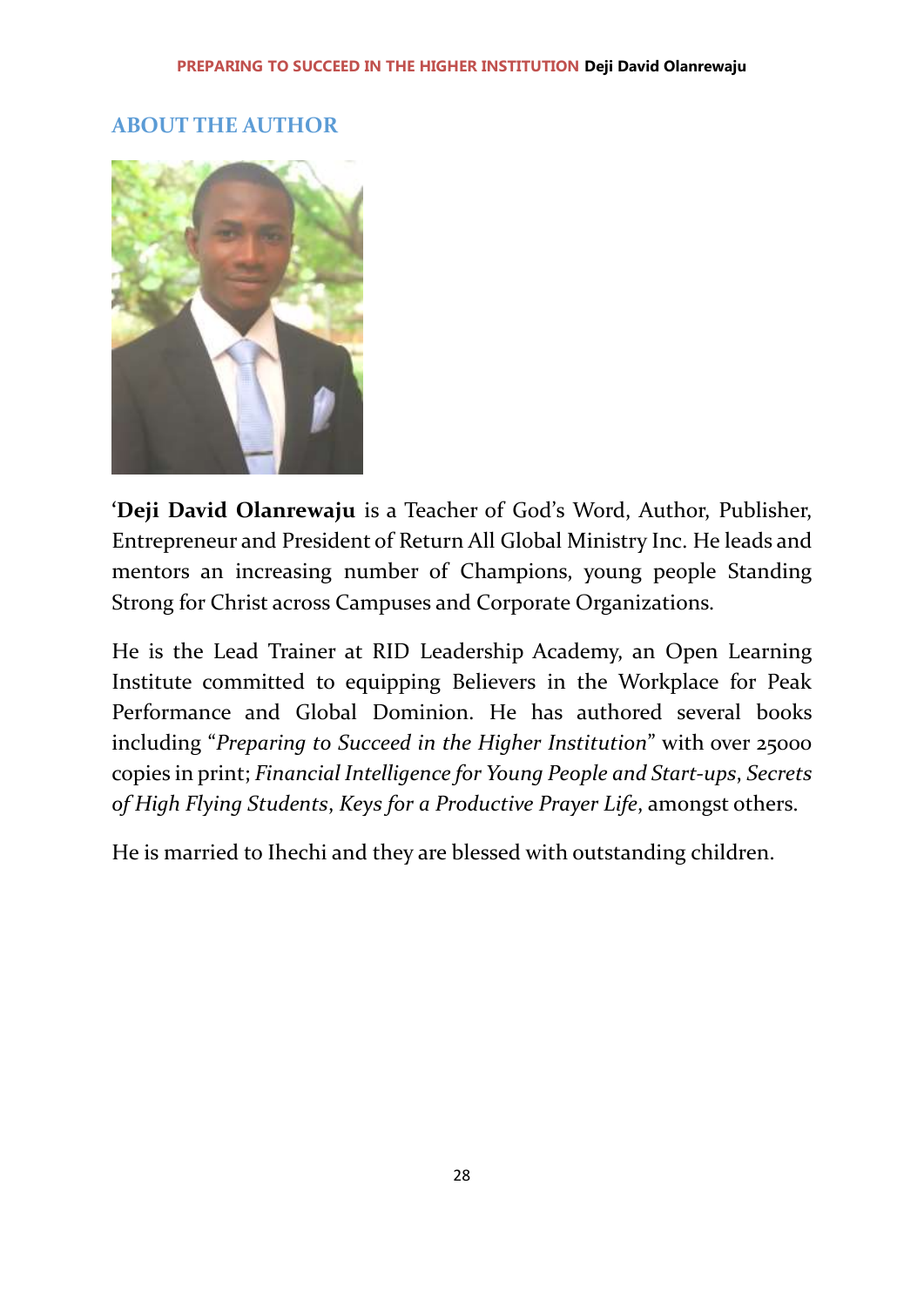## ABOUT THE AUTHOR

'**Deji David Olanrewaju** is a Teacher of God's Word, Author, Publisher, Entrepreneur and President of Return All Global Ministry Inc. He leads and mentors an increasing number of Champions, young people Standing Strong for Christ across Campuses and Corporate Organizations.

He is the Lead Trainer at RID Leadership Academy, an Open Learning Institute committed to equipping Believers in the Workplace for Peak Performance and Global Dominion. He has authored several books including "*Preparing to Succeed in the Higher Institution*" with over 25000 copies in print; *Financial Intelligence for Young People and Start-ups*, *Secrets of High Flying Students*, *Keys for a Productive Prayer Life*, amongst others.

He is married to Ihechi and they are blessed with outstanding children.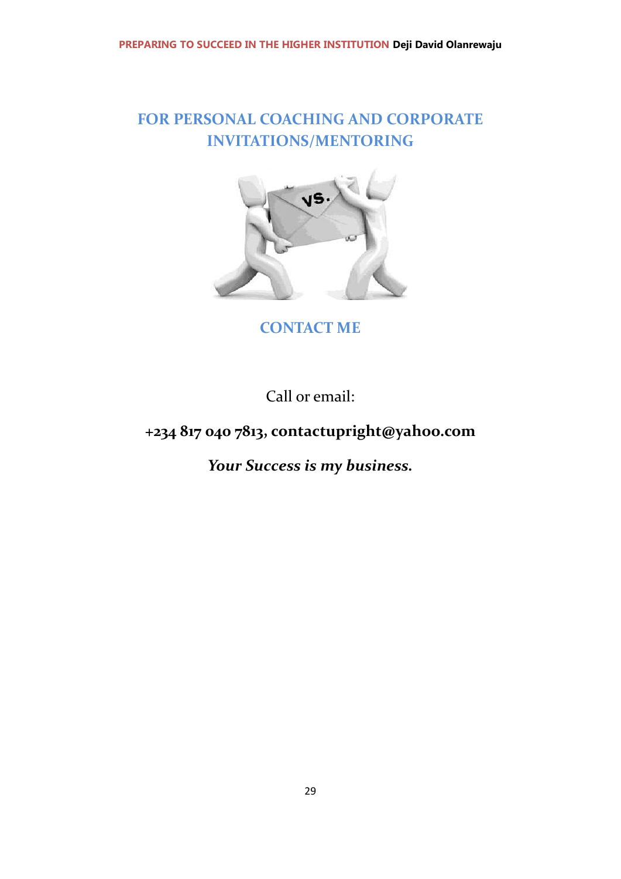## FOR PERSONAL COACHING AND CORPORATE INVITATIONS/MENTORING

## CONTACT ME

Call or email:

**+234 817 040 7813, contactupright@yahoo.com**

***Your Success is my business.***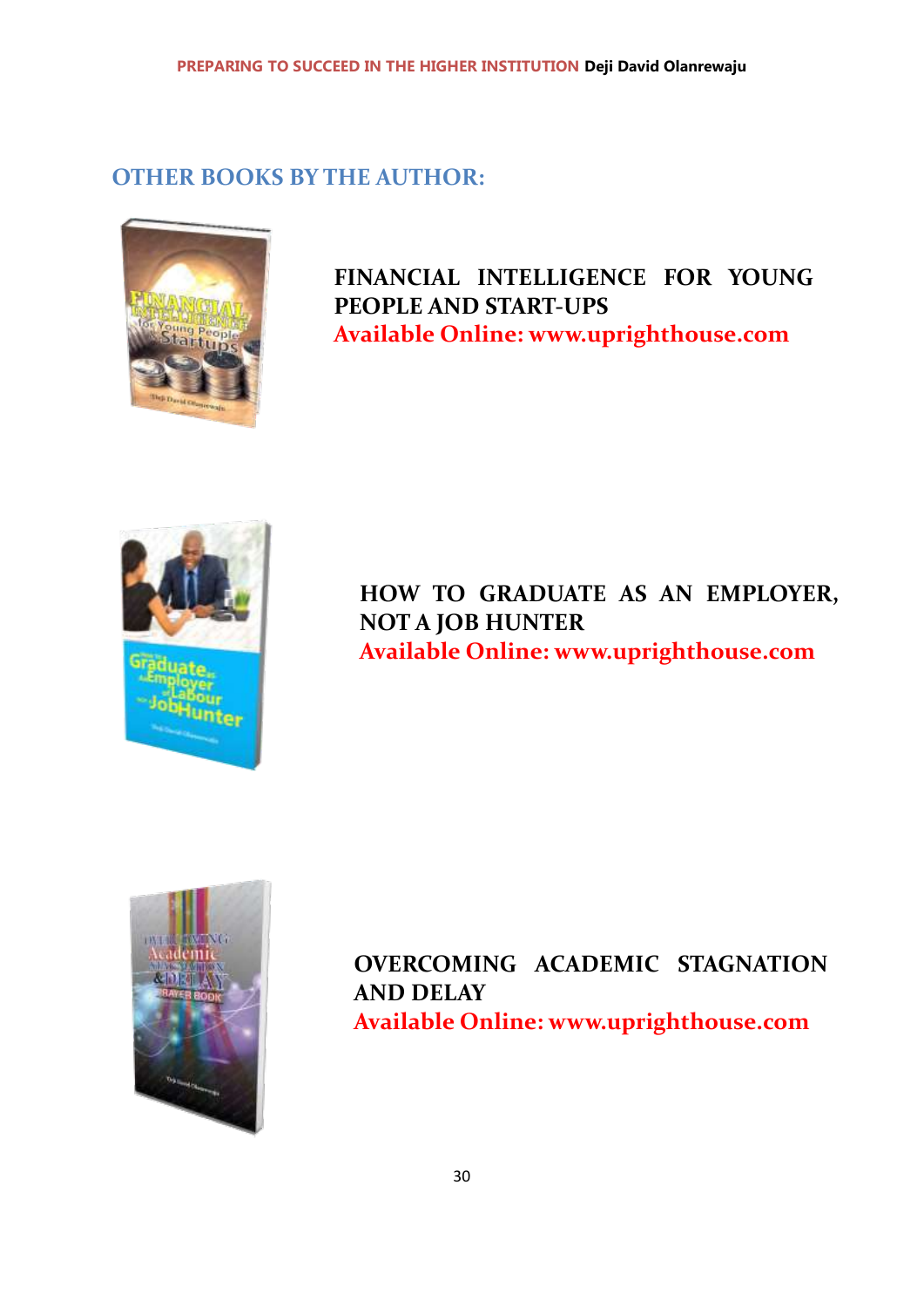## OTHER BOOKS BY THE AUTHOR:

**FINANCIAL INTELLIGENCE FOR YOUNG PEOPLE AND START-UPS**
**Available Online: www.uprighthouse.com**

**HOW TO GRADUATE AS AN EMPLOYER, NOT A JOB HUNTER**
**Available Online: www.uprighthouse.com**

**OVERCOMING ACADEMIC STAGNATION AND DELAY**
**Available Online: www.uprighthouse.com**